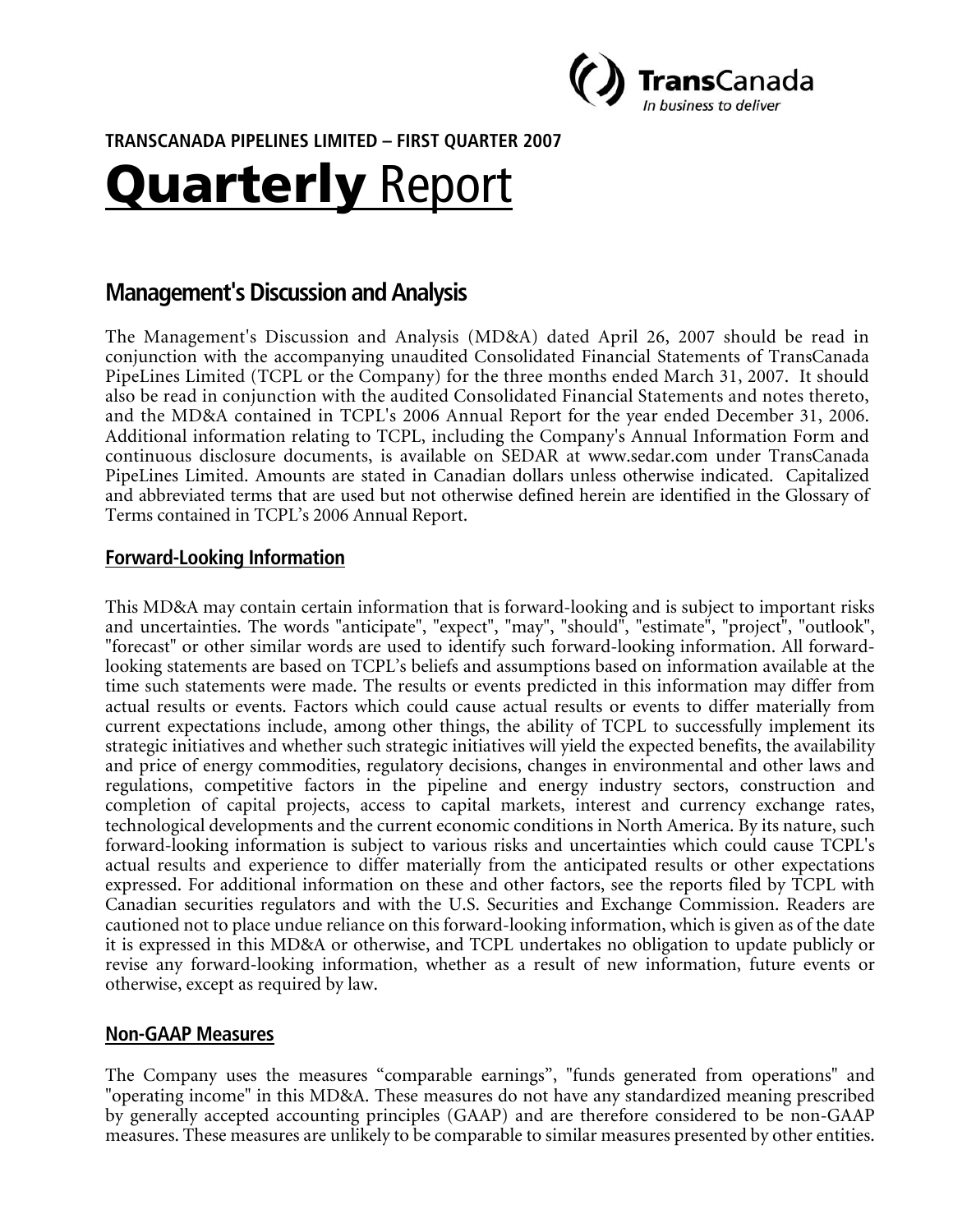**TRANSCANADA PIPELINES LIMITED – FIRST QUARTER 2007**

# Quarterly Report

## Management's Discussion and Analysis

The Management's Discussion and Analysis (MD&A) dated April 26, 2007 should be read in conjunction with the accompanying unaudited Consolidated Financial Statements of TransCanada PipeLines Limited (TCPL or the Company) for the three months ended March 31, 2007. It should also be read in conjunction with the audited Consolidated Financial Statements and notes thereto, and the MD&A contained in TCPL's 2006 Annual Report for the year ended December 31, 2006. Additional information relating to TCPL, including the Company's Annual Information Form and continuous disclosure documents, is available on SEDAR at www.sedar.com under TransCanada PipeLines Limited. Amounts are stated in Canadian dollars unless otherwise indicated. Capitalized and abbreviated terms that are used but not otherwise defined herein are identified in the Glossary of Terms contained in TCPL's 2006 Annual Report.

### Forward-Looking Information

This MD&A may contain certain information that is forward-looking and is subject to important risks and uncertainties. The words "anticipate", "expect", "may", "should", "estimate", "project", "outlook", "forecast" or other similar words are used to identify such forward-looking information. All forward-looking statements are based on TCPL's beliefs and assumptions based on information available at the time such statements were made. The results or events predicted in this information may differ from actual results or events. Factors which could cause actual results or events to differ materially from current expectations include, among other things, the ability of TCPL to successfully implement its strategic initiatives and whether such strategic initiatives will yield the expected benefits, the availability and price of energy commodities, regulatory decisions, changes in environmental and other laws and regulations, competitive factors in the pipeline and energy industry sectors, construction and completion of capital projects, access to capital markets, interest and currency exchange rates, technological developments and the current economic conditions in North America. By its nature, such forward-looking information is subject to various risks and uncertainties which could cause TCPL's actual results and experience to differ materially from the anticipated results or other expectations expressed. For additional information on these and other factors, see the reports filed by TCPL with Canadian securities regulators and with the U.S. Securities and Exchange Commission. Readers are cautioned not to place undue reliance on this forward-looking information, which is given as of the date it is expressed in this MD&A or otherwise, and TCPL undertakes no obligation to update publicly or revise any forward-looking information, whether as a result of new information, future events or otherwise, except as required by law.

### Non-GAAP Measures

The Company uses the measures "comparable earnings", "funds generated from operations" and "operating income" in this MD&A. These measures do not have any standardized meaning prescribed by generally accepted accounting principles (GAAP) and are therefore considered to be non-GAAP measures. These measures are unlikely to be comparable to similar measures presented by other entities.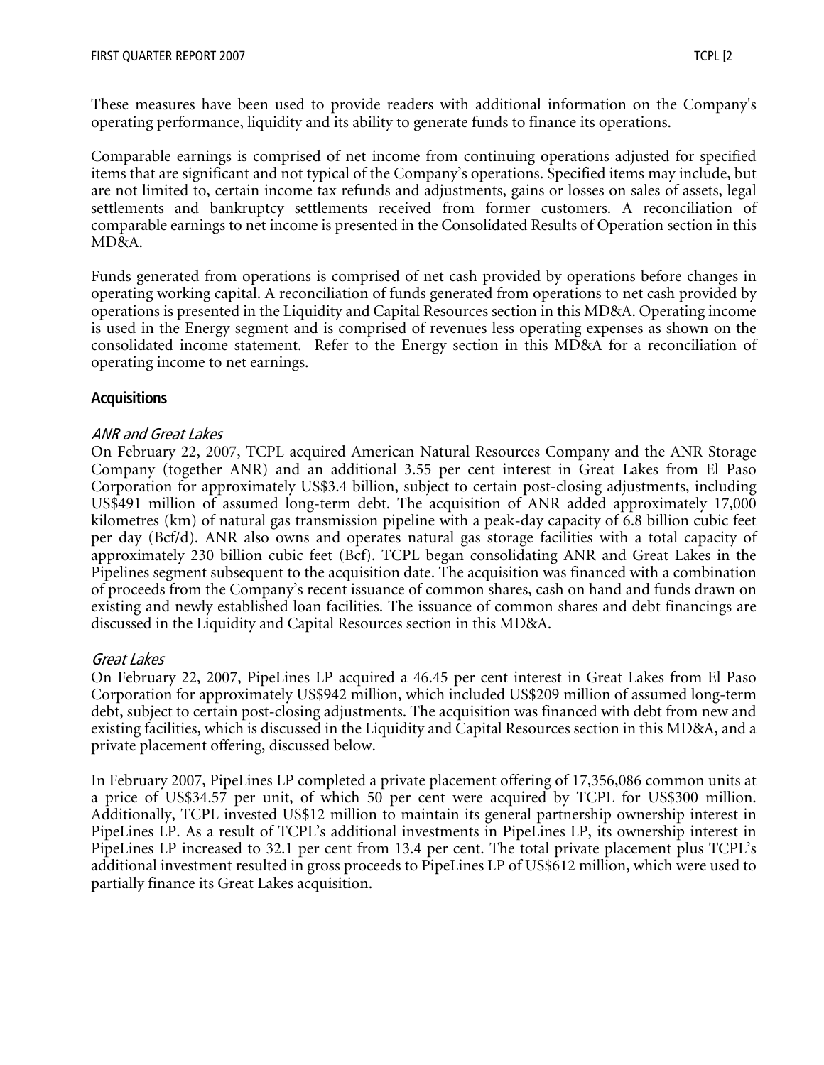These measures have been used to provide readers with additional information on the Company's operating performance, liquidity and its ability to generate funds to finance its operations.

Comparable earnings is comprised of net income from continuing operations adjusted for specified items that are significant and not typical of the Company's operations. Specified items may include, but are not limited to, certain income tax refunds and adjustments, gains or losses on sales of assets, legal settlements and bankruptcy settlements received from former customers. A reconciliation of comparable earnings to net income is presented in the Consolidated Results of Operation section in this MD&A.

Funds generated from operations is comprised of net cash provided by operations before changes in operating working capital. A reconciliation of funds generated from operations to net cash provided by operations is presented in the Liquidity and Capital Resources section in this MD&A. Operating income is used in the Energy segment and is comprised of revenues less operating expenses as shown on the consolidated income statement. Refer to the Energy section in this MD&A for a reconciliation of operating income to net earnings.

## Acquisitions

### *ANR and Great Lakes*

On February 22, 2007, TCPL acquired American Natural Resources Company and the ANR Storage Company (together ANR) and an additional 3.55 per cent interest in Great Lakes from El Paso Corporation for approximately US$3.4 billion, subject to certain post-closing adjustments, including US$491 million of assumed long-term debt. The acquisition of ANR added approximately 17,000 kilometres (km) of natural gas transmission pipeline with a peak-day capacity of 6.8 billion cubic feet per day (Bcf/d). ANR also owns and operates natural gas storage facilities with a total capacity of approximately 230 billion cubic feet (Bcf). TCPL began consolidating ANR and Great Lakes in the Pipelines segment subsequent to the acquisition date. The acquisition was financed with a combination of proceeds from the Company's recent issuance of common shares, cash on hand and funds drawn on existing and newly established loan facilities. The issuance of common shares and debt financings are discussed in the Liquidity and Capital Resources section in this MD&A.

### *Great Lakes*

On February 22, 2007, PipeLines LP acquired a 46.45 per cent interest in Great Lakes from El Paso Corporation for approximately US$942 million, which included US$209 million of assumed long-term debt, subject to certain post-closing adjustments. The acquisition was financed with debt from new and existing facilities, which is discussed in the Liquidity and Capital Resources section in this MD&A, and a private placement offering, discussed below.

In February 2007, PipeLines LP completed a private placement offering of 17,356,086 common units at a price of US$34.57 per unit, of which 50 per cent were acquired by TCPL for US$300 million. Additionally, TCPL invested US$12 million to maintain its general partnership ownership interest in PipeLines LP. As a result of TCPL's additional investments in PipeLines LP, its ownership interest in PipeLines LP increased to 32.1 per cent from 13.4 per cent. The total private placement plus TCPL's additional investment resulted in gross proceeds to PipeLines LP of US$612 million, which were used to partially finance its Great Lakes acquisition.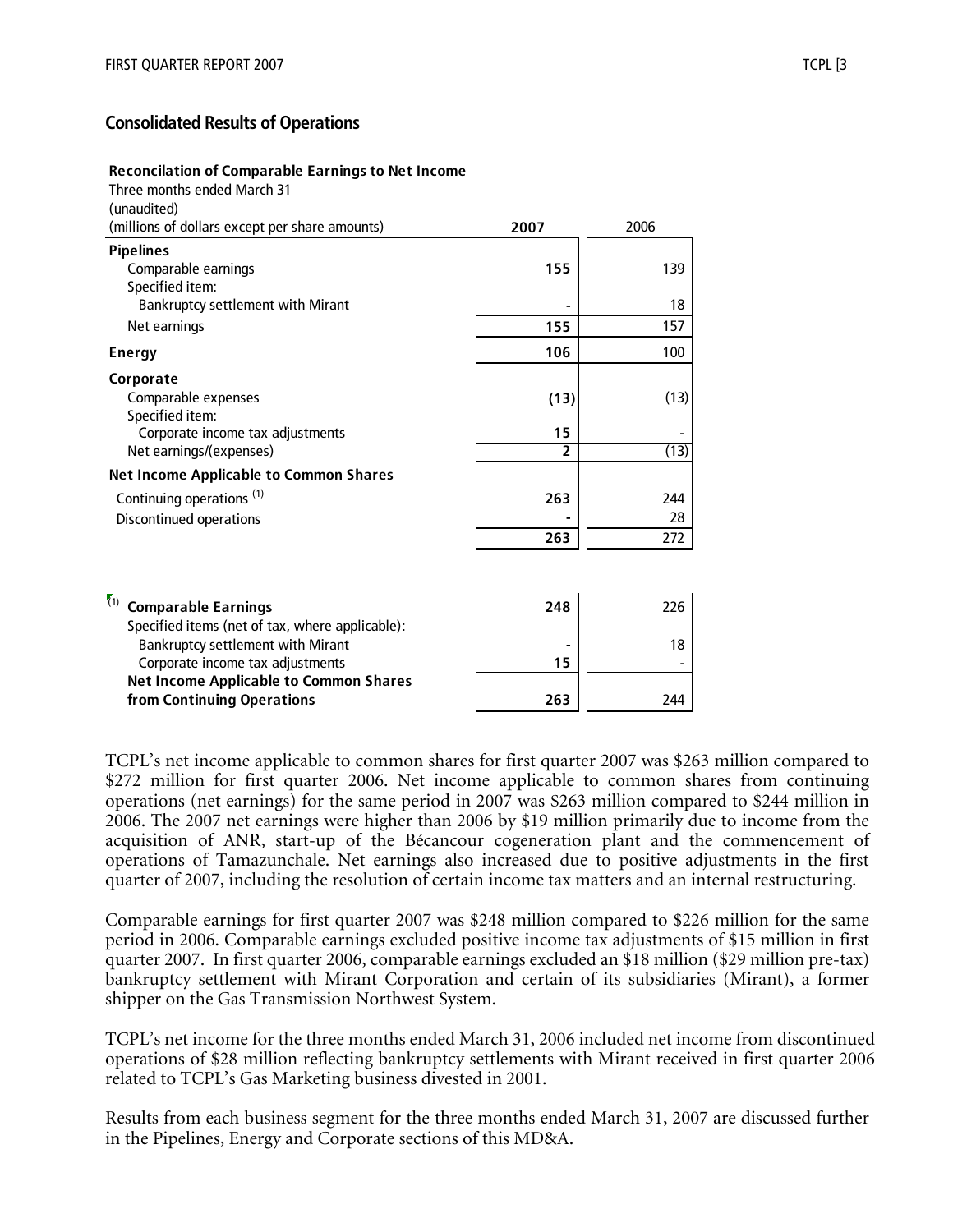## Consolidated Results of Operations

| **Reconcilation of Comparable Earnings to Net Income**<br>Three months ended March 31<br>(unaudited)<br>(millions of dollars except per share amounts) | **2007** | 2006 |
|---|---|---|
| **Pipelines** | | |
| Comparable earnings | **155** | 139 |
| Specified item: | | |
| Bankruptcy settlement with Mirant | **-** | 18 |
| Net earnings | **155** | 157 |
| **Energy** | **106** | 100 |
| **Corporate** | | |
| Comparable expenses | **(13)** | (13) |
| Specified item: | | |
| Corporate income tax adjustments | **15** | - |
| Net earnings/(expenses) | **2** | (13) |
| **Net Income Applicable to Common Shares** | | |
| Continuing operations [(1)] | **263** | 244 |
| Discontinued operations | **-** | 28 |
| | **263** | 272 |

| | | |
|---|---|---|
| (1) **Comparable Earnings** | **248** | 226 |
| Specified items (net of tax, where applicable): | | |
| Bankruptcy settlement with Mirant | **-** | 18 |
| Corporate income tax adjustments | **15** | - |
| **Net Income Applicable to Common Shares from Continuing Operations** | **263** | 244 |

TCPL's net income applicable to common shares for first quarter 2007 was $263 million compared to $272 million for first quarter 2006. Net income applicable to common shares from continuing operations (net earnings) for the same period in 2007 was $263 million compared to $244 million in 2006. The 2007 net earnings were higher than 2006 by $19 million primarily due to income from the acquisition of ANR, start-up of the Bécancour cogeneration plant and the commencement of operations of Tamazunchale. Net earnings also increased due to positive adjustments in the first quarter of 2007, including the resolution of certain income tax matters and an internal restructuring.

Comparable earnings for first quarter 2007 was $248 million compared to $226 million for the same period in 2006. Comparable earnings excluded positive income tax adjustments of $15 million in first quarter 2007. In first quarter 2006, comparable earnings excluded an $18 million ($29 million pre-tax) bankruptcy settlement with Mirant Corporation and certain of its subsidiaries (Mirant), a former shipper on the Gas Transmission Northwest System.

TCPL's net income for the three months ended March 31, 2006 included net income from discontinued operations of $28 million reflecting bankruptcy settlements with Mirant received in first quarter 2006 related to TCPL's Gas Marketing business divested in 2001.

Results from each business segment for the three months ended March 31, 2007 are discussed further in the Pipelines, Energy and Corporate sections of this MD&A.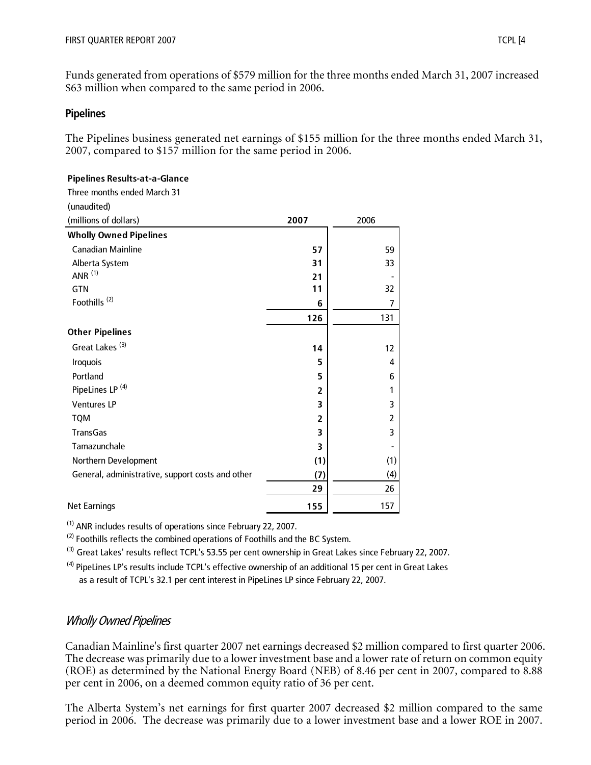Funds generated from operations of $579 million for the three months ended March 31, 2007 increased $63 million when compared to the same period in 2006.

## Pipelines

The Pipelines business generated net earnings of $155 million for the three months ended March 31, 2007, compared to $157 million for the same period in 2006.

**Pipelines Results-at-a-Glance**

Three months ended March 31
(unaudited)

| (millions of dollars) | **2007** | 2006 |
|---|---|---|
| **Wholly Owned Pipelines** | | |
| Canadian Mainline | **57** | 59 |
| Alberta System | **31** | 33 |
| ANR [(1)] | **21** | - |
| GTN | **11** | 32 |
| Foothills [(2)] | **6** | 7 |
| | **126** | 131 |
| **Other Pipelines** | | |
| Great Lakes [(3)] | **14** | 12 |
| Iroquois | **5** | 4 |
| Portland | **5** | 6 |
| PipeLines LP [(4)] | **2** | 1 |
| Ventures LP | **3** | 3 |
| TQM | **2** | 2 |
| TransGas | **3** | 3 |
| Tamazunchale | **3** | - |
| Northern Development | **(1)** | (1) |
| General, administrative, support costs and other | **(7)** | (4) |
| | **29** | 26 |
| Net Earnings | **155** | 157 |

(1) ANR includes results of operations since February 22, 2007.

(2) Foothills reflects the combined operations of Foothills and the BC System.

(3) Great Lakes' results reflect TCPL's 53.55 per cent ownership in Great Lakes since February 22, 2007.

(4) PipeLines LP's results include TCPL's effective ownership of an additional 15 per cent in Great Lakes as a result of TCPL's 32.1 per cent interest in PipeLines LP since February 22, 2007.

### *Wholly Owned Pipelines*

Canadian Mainline's first quarter 2007 net earnings decreased $2 million compared to first quarter 2006. The decrease was primarily due to a lower investment base and a lower rate of return on common equity (ROE) as determined by the National Energy Board (NEB) of 8.46 per cent in 2007, compared to 8.88 per cent in 2006, on a deemed common equity ratio of 36 per cent.

The Alberta System's net earnings for first quarter 2007 decreased $2 million compared to the same period in 2006. The decrease was primarily due to a lower investment base and a lower ROE in 2007.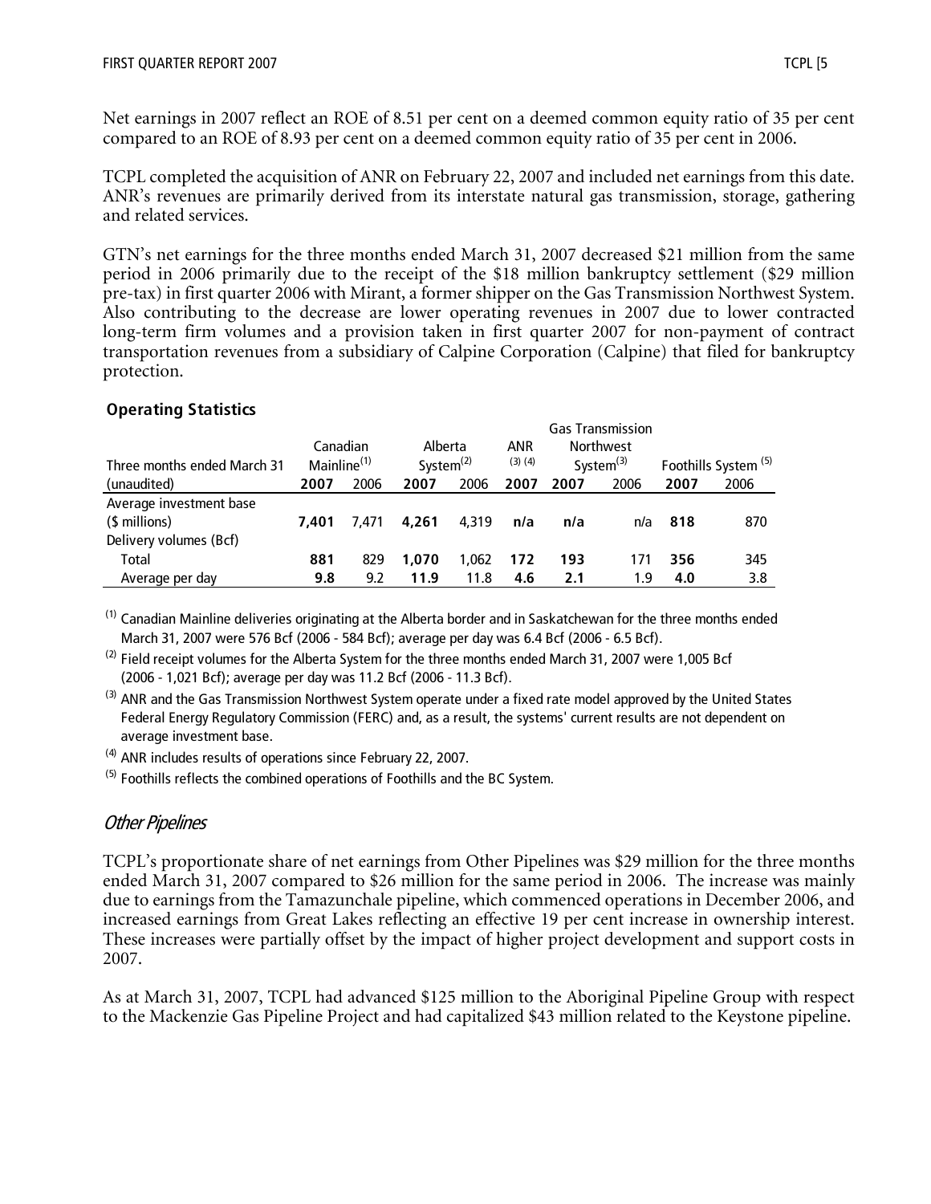Net earnings in 2007 reflect an ROE of 8.51 per cent on a deemed common equity ratio of 35 per cent compared to an ROE of 8.93 per cent on a deemed common equity ratio of 35 per cent in 2006.

TCPL completed the acquisition of ANR on February 22, 2007 and included net earnings from this date. ANR's revenues are primarily derived from its interstate natural gas transmission, storage, gathering and related services.

GTN's net earnings for the three months ended March 31, 2007 decreased $21 million from the same period in 2006 primarily due to the receipt of the $18 million bankruptcy settlement ($29 million pre-tax) in first quarter 2006 with Mirant, a former shipper on the Gas Transmission Northwest System. Also contributing to the decrease are lower operating revenues in 2007 due to lower contracted long-term firm volumes and a provision taken in first quarter 2007 for non-payment of contract transportation revenues from a subsidiary of Calpine Corporation (Calpine) that filed for bankruptcy protection.

**Operating Statistics**

| Three months ended March 31 | Canadian Mainline[(1)] | | Alberta System[(2)] | | ANR [(3) (4)] | Gas Transmission Northwest System[(3)] | | Foothills System [(5)] | |
|---|---|---|---|---|---|---|---|---|---|
| (unaudited) | **2007** | 2006 | **2007** | 2006 | **2007** | **2007** | 2006 | **2007** | 2006 |
| Average investment base ($ millions) | **7,401** | 7,471 | **4,261** | 4,319 | **n/a** | **n/a** | n/a | **818** | 870 |
| Delivery volumes (Bcf) | | | | | | | | | |
| Total | **881** | 829 | **1,070** | 1,062 | **172** | **193** | 171 | **356** | 345 |
| Average per day | **9.8** | 9.2 | **11.9** | 11.8 | **4.6** | **2.1** | 1.9 | **4.0** | 3.8 |

(1) Canadian Mainline deliveries originating at the Alberta border and in Saskatchewan for the three months ended March 31, 2007 were 576 Bcf (2006 - 584 Bcf); average per day was 6.4 Bcf (2006 - 6.5 Bcf).

(2) Field receipt volumes for the Alberta System for the three months ended March 31, 2007 were 1,005 Bcf (2006 - 1,021 Bcf); average per day was 11.2 Bcf (2006 - 11.3 Bcf).

(3) ANR and the Gas Transmission Northwest System operate under a fixed rate model approved by the United States Federal Energy Regulatory Commission (FERC) and, as a result, the systems' current results are not dependent on average investment base.

(4) ANR includes results of operations since February 22, 2007.

(5) Foothills reflects the combined operations of Foothills and the BC System.

## *Other Pipelines*

TCPL's proportionate share of net earnings from Other Pipelines was $29 million for the three months ended March 31, 2007 compared to $26 million for the same period in 2006. The increase was mainly due to earnings from the Tamazunchale pipeline, which commenced operations in December 2006, and increased earnings from Great Lakes reflecting an effective 19 per cent increase in ownership interest. These increases were partially offset by the impact of higher project development and support costs in 2007.

As at March 31, 2007, TCPL had advanced $125 million to the Aboriginal Pipeline Group with respect to the Mackenzie Gas Pipeline Project and had capitalized $43 million related to the Keystone pipeline.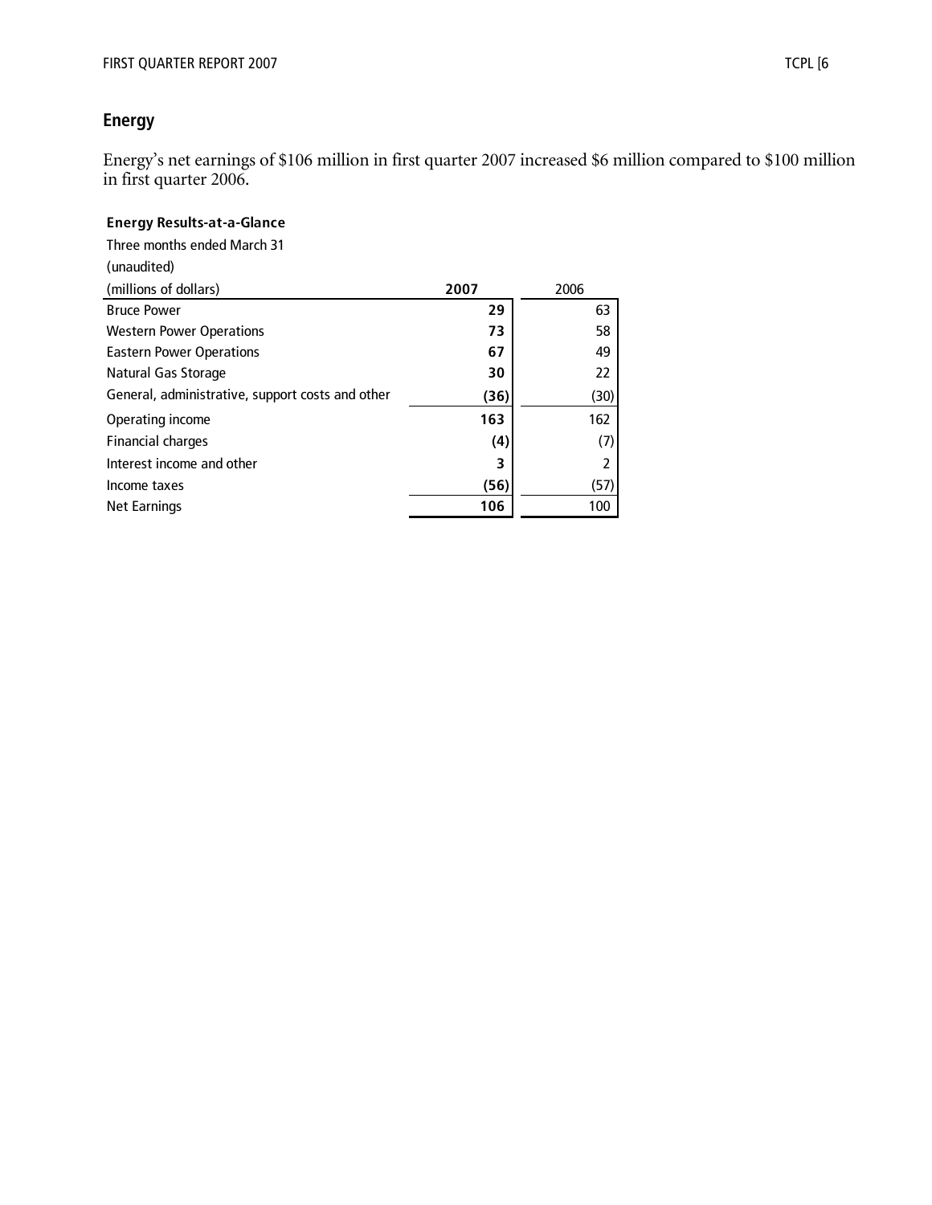## Energy

Energy's net earnings of $106 million in first quarter 2007 increased $6 million compared to $100 million in first quarter 2006.

**Energy Results-at-a-Glance**

Three months ended March 31
(unaudited)

| (millions of dollars) | **2007** | 2006 |
|---|---|---|
| Bruce Power | **29** | 63 |
| Western Power Operations | **73** | 58 |
| Eastern Power Operations | **67** | 49 |
| Natural Gas Storage | **30** | 22 |
| General, administrative, support costs and other | **(36)** | (30) |
| Operating income | **163** | 162 |
| Financial charges | **(4)** | (7) |
| Interest income and other | **3** | 2 |
| Income taxes | **(56)** | (57) |
| Net Earnings | **106** | 100 |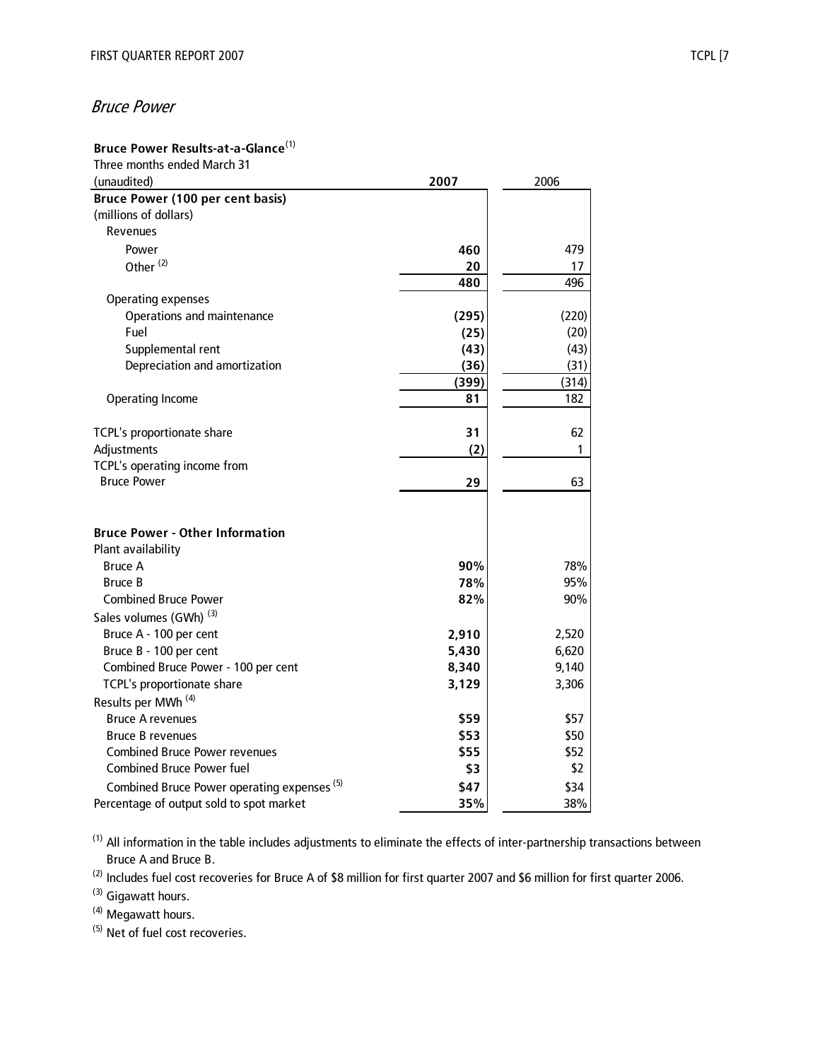## *Bruce Power*

| **Bruce Power Results-at-a-Glance**[1]<br>Three months ended March 31<br>(unaudited) | **2007** | 2006 |
|---|---|---|
| **Bruce Power (100 per cent basis)** | | |
| (millions of dollars) | | |
| Revenues | | |
| Power | **460** | 479 |
| Other [2] | **20** | 17 |
| | **480** | 496 |
| Operating expenses | | |
| Operations and maintenance | **(295)** | (220) |
| Fuel | **(25)** | (20) |
| Supplemental rent | **(43)** | (43) |
| Depreciation and amortization | **(36)** | (31) |
| | **(399)** | (314) |
| Operating Income | **81** | 182 |
| | | |
| TCPL's proportionate share | **31** | 62 |
| Adjustments | **(2)** | 1 |
| TCPL's operating income from Bruce Power | **29** | 63 |
| | | |
| **Bruce Power - Other Information** | | |
| Plant availability | | |
| Bruce A | **90%** | 78% |
| Bruce B | **78%** | 95% |
| Combined Bruce Power | **82%** | 90% |
| Sales volumes (GWh) [3] | | |
| Bruce A - 100 per cent | **2,910** | 2,520 |
| Bruce B - 100 per cent | **5,430** | 6,620 |
| Combined Bruce Power - 100 per cent | **8,340** | 9,140 |
| TCPL's proportionate share | **3,129** | 3,306 |
| Results per MWh [4] | | |
| Bruce A revenues | **$59** | $57 |
| Bruce B revenues | **$53** | $50 |
| Combined Bruce Power revenues | **$55** | $52 |
| Combined Bruce Power fuel | **$3** | $2 |
| Combined Bruce Power operating expenses [5] | **$47** | $34 |
| Percentage of output sold to spot market | **35%** | 38% |

[1] All information in the table includes adjustments to eliminate the effects of inter-partnership transactions between Bruce A and Bruce B.

[2] Includes fuel cost recoveries for Bruce A of $8 million for first quarter 2007 and $6 million for first quarter 2006.

[3] Gigawatt hours.

[4] Megawatt hours.

[5] Net of fuel cost recoveries.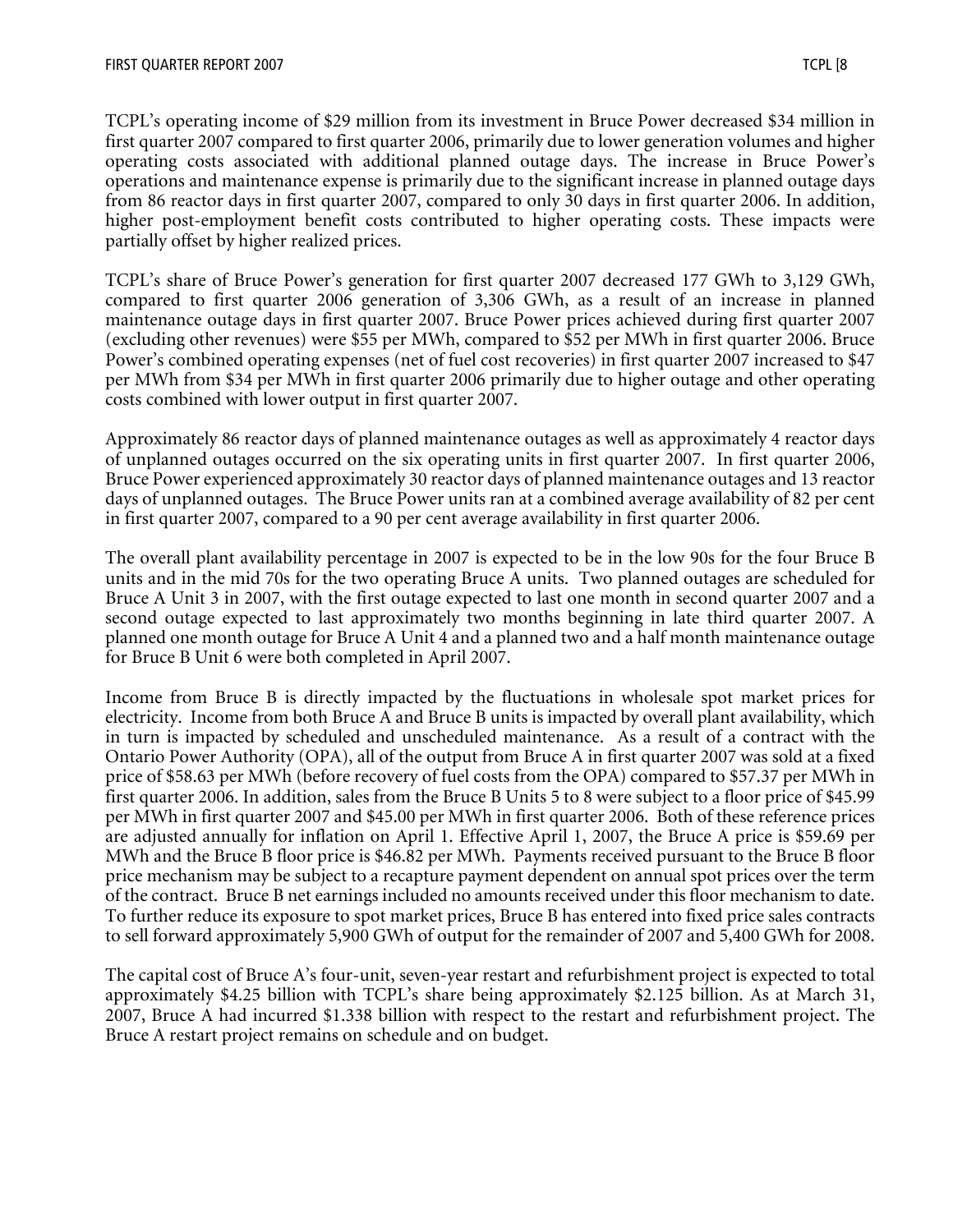TCPL's operating income of $29 million from its investment in Bruce Power decreased $34 million in first quarter 2007 compared to first quarter 2006, primarily due to lower generation volumes and higher operating costs associated with additional planned outage days. The increase in Bruce Power's operations and maintenance expense is primarily due to the significant increase in planned outage days from 86 reactor days in first quarter 2007, compared to only 30 days in first quarter 2006. In addition, higher post-employment benefit costs contributed to higher operating costs. These impacts were partially offset by higher realized prices.

TCPL's share of Bruce Power's generation for first quarter 2007 decreased 177 GWh to 3,129 GWh, compared to first quarter 2006 generation of 3,306 GWh, as a result of an increase in planned maintenance outage days in first quarter 2007. Bruce Power prices achieved during first quarter 2007 (excluding other revenues) were $55 per MWh, compared to $52 per MWh in first quarter 2006. Bruce Power's combined operating expenses (net of fuel cost recoveries) in first quarter 2007 increased to $47 per MWh from $34 per MWh in first quarter 2006 primarily due to higher outage and other operating costs combined with lower output in first quarter 2007.

Approximately 86 reactor days of planned maintenance outages as well as approximately 4 reactor days of unplanned outages occurred on the six operating units in first quarter 2007. In first quarter 2006, Bruce Power experienced approximately 30 reactor days of planned maintenance outages and 13 reactor days of unplanned outages. The Bruce Power units ran at a combined average availability of 82 per cent in first quarter 2007, compared to a 90 per cent average availability in first quarter 2006.

The overall plant availability percentage in 2007 is expected to be in the low 90s for the four Bruce B units and in the mid 70s for the two operating Bruce A units. Two planned outages are scheduled for Bruce A Unit 3 in 2007, with the first outage expected to last one month in second quarter 2007 and a second outage expected to last approximately two months beginning in late third quarter 2007. A planned one month outage for Bruce A Unit 4 and a planned two and a half month maintenance outage for Bruce B Unit 6 were both completed in April 2007.

Income from Bruce B is directly impacted by the fluctuations in wholesale spot market prices for electricity. Income from both Bruce A and Bruce B units is impacted by overall plant availability, which in turn is impacted by scheduled and unscheduled maintenance. As a result of a contract with the Ontario Power Authority (OPA), all of the output from Bruce A in first quarter 2007 was sold at a fixed price of $58.63 per MWh (before recovery of fuel costs from the OPA) compared to $57.37 per MWh in first quarter 2006. In addition, sales from the Bruce B Units 5 to 8 were subject to a floor price of $45.99 per MWh in first quarter 2007 and $45.00 per MWh in first quarter 2006. Both of these reference prices are adjusted annually for inflation on April 1. Effective April 1, 2007, the Bruce A price is $59.69 per MWh and the Bruce B floor price is $46.82 per MWh. Payments received pursuant to the Bruce B floor price mechanism may be subject to a recapture payment dependent on annual spot prices over the term of the contract. Bruce B net earnings included no amounts received under this floor mechanism to date. To further reduce its exposure to spot market prices, Bruce B has entered into fixed price sales contracts to sell forward approximately 5,900 GWh of output for the remainder of 2007 and 5,400 GWh for 2008.

The capital cost of Bruce A's four-unit, seven-year restart and refurbishment project is expected to total approximately $4.25 billion with TCPL's share being approximately $2.125 billion. As at March 31, 2007, Bruce A had incurred $1.338 billion with respect to the restart and refurbishment project. The Bruce A restart project remains on schedule and on budget.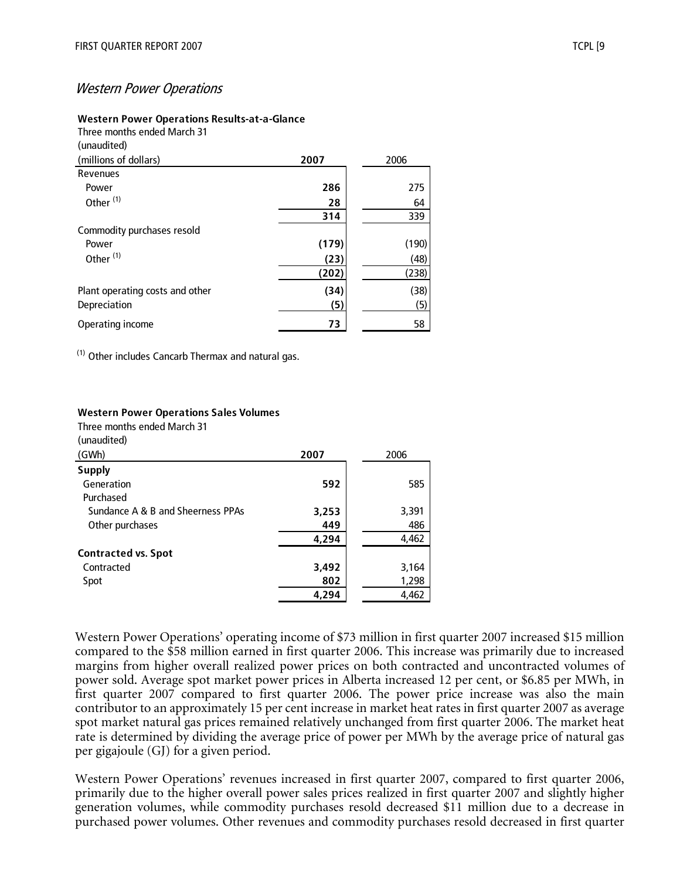## *Western Power Operations*

**Western Power Operations Results-at-a-Glance**

Three months ended March 31
(unaudited)

| (millions of dollars) | **2007** | 2006 |
|---|---|---|
| Revenues | | |
| Power | **286** | 275 |
| Other [(1)] | **28** | 64 |
| | **314** | 339 |
| Commodity purchases resold | | |
| Power | **(179)** | (190) |
| Other [(1)] | **(23)** | (48) |
| | **(202)** | (238) |
| Plant operating costs and other | **(34)** | (38) |
| Depreciation | **(5)** | (5) |
| Operating income | **73** | 58 |

[(1)] Other includes Cancarb Thermax and natural gas.

**Western Power Operations Sales Volumes**

Three months ended March 31
(unaudited)

| (GWh) | **2007** | 2006 |
|---|---|---|
| **Supply** | | |
| Generation | **592** | 585 |
| Purchased | | |
| Sundance A & B and Sheerness PPAs | **3,253** | 3,391 |
| Other purchases | **449** | 486 |
| | **4,294** | 4,462 |
| **Contracted vs. Spot** | | |
| Contracted | **3,492** | 3,164 |
| Spot | **802** | 1,298 |
| | **4,294** | 4,462 |

Western Power Operations' operating income of $73 million in first quarter 2007 increased $15 million compared to the $58 million earned in first quarter 2006. This increase was primarily due to increased margins from higher overall realized power prices on both contracted and uncontracted volumes of power sold. Average spot market power prices in Alberta increased 12 per cent, or $6.85 per MWh, in first quarter 2007 compared to first quarter 2006. The power price increase was also the main contributor to an approximately 15 per cent increase in market heat rates in first quarter 2007 as average spot market natural gas prices remained relatively unchanged from first quarter 2006. The market heat rate is determined by dividing the average price of power per MWh by the average price of natural gas per gigajoule (GJ) for a given period.

Western Power Operations' revenues increased in first quarter 2007, compared to first quarter 2006, primarily due to the higher overall power sales prices realized in first quarter 2007 and slightly higher generation volumes, while commodity purchases resold decreased $11 million due to a decrease in purchased power volumes. Other revenues and commodity purchases resold decreased in first quarter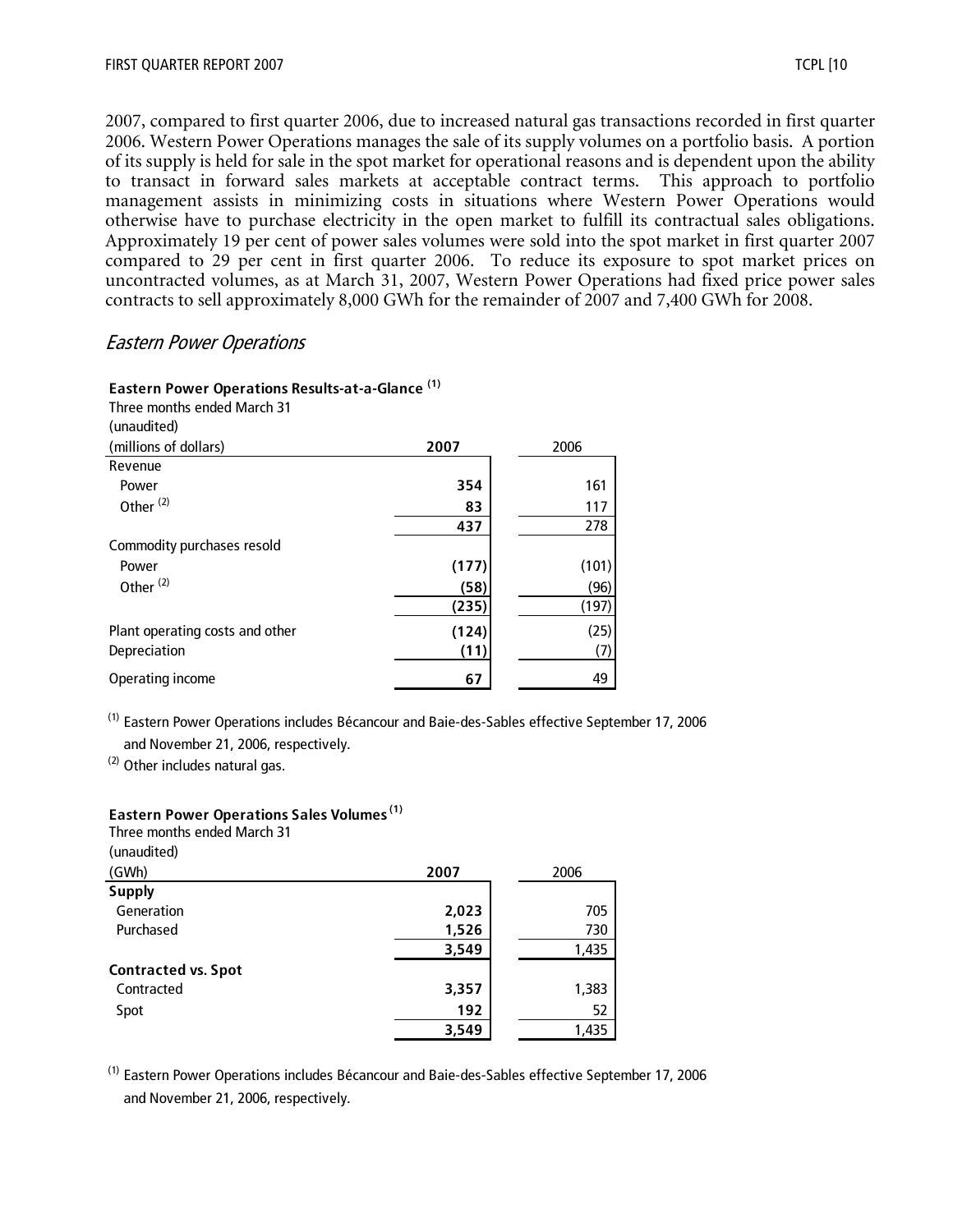2007, compared to first quarter 2006, due to increased natural gas transactions recorded in first quarter 2006. Western Power Operations manages the sale of its supply volumes on a portfolio basis. A portion of its supply is held for sale in the spot market for operational reasons and is dependent upon the ability to transact in forward sales markets at acceptable contract terms. This approach to portfolio management assists in minimizing costs in situations where Western Power Operations would otherwise have to purchase electricity in the open market to fulfill its contractual sales obligations. Approximately 19 per cent of power sales volumes were sold into the spot market in first quarter 2007 compared to 29 per cent in first quarter 2006. To reduce its exposure to spot market prices on uncontracted volumes, as at March 31, 2007, Western Power Operations had fixed price power sales contracts to sell approximately 8,000 GWh for the remainder of 2007 and 7,400 GWh for 2008.

## *Eastern Power Operations*

**Eastern Power Operations Results-at-a-Glance** [(1)]
Three months ended March 31
(unaudited)

| (millions of dollars) | **2007** | 2006 |
|---|---|---|
| Revenue | | |
| Power | **354** | 161 |
| Other [(2)] | **83** | 117 |
| | **437** | 278 |
| Commodity purchases resold | | |
| Power | **(177)** | (101) |
| Other [(2)] | **(58)** | (96) |
| | **(235)** | (197) |
| Plant operating costs and other | **(124)** | (25) |
| Depreciation | **(11)** | (7) |
| Operating income | **67** | 49 |

[(1)] Eastern Power Operations includes Bécancour and Baie-des-Sables effective September 17, 2006 and November 21, 2006, respectively.

[(2)] Other includes natural gas.

**Eastern Power Operations Sales Volumes** [(1)]
Three months ended March 31
(unaudited)

| (GWh) | **2007** | 2006 |
|---|---|---|
| **Supply** | | |
| Generation | **2,023** | 705 |
| Purchased | **1,526** | 730 |
| | **3,549** | 1,435 |
| **Contracted vs. Spot** | | |
| Contracted | **3,357** | 1,383 |
| Spot | **192** | 52 |
| | **3,549** | 1,435 |

[(1)] Eastern Power Operations includes Bécancour and Baie-des-Sables effective September 17, 2006 and November 21, 2006, respectively.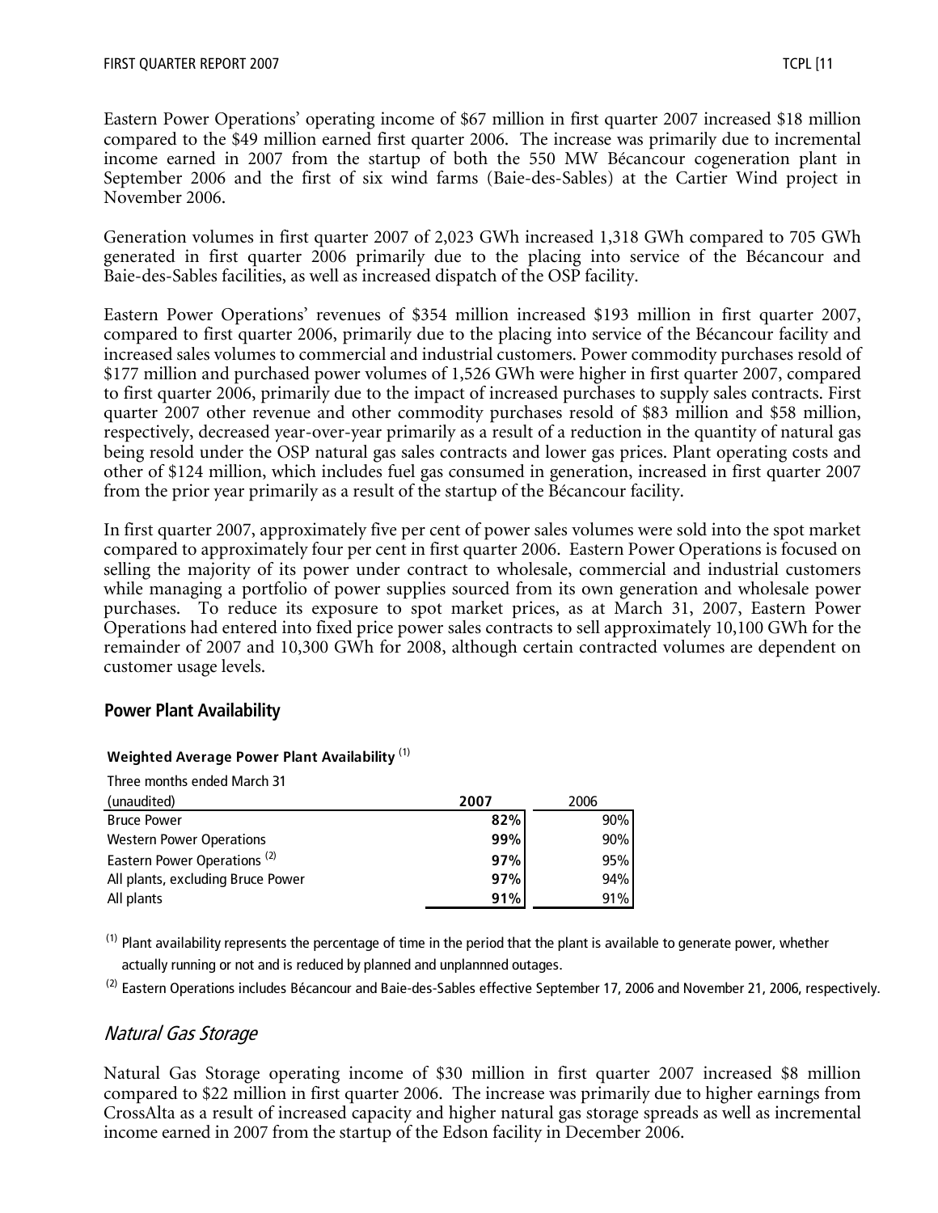Eastern Power Operations' operating income of $67 million in first quarter 2007 increased $18 million compared to the $49 million earned first quarter 2006. The increase was primarily due to incremental income earned in 2007 from the startup of both the 550 MW Bécancour cogeneration plant in September 2006 and the first of six wind farms (Baie-des-Sables) at the Cartier Wind project in November 2006.

Generation volumes in first quarter 2007 of 2,023 GWh increased 1,318 GWh compared to 705 GWh generated in first quarter 2006 primarily due to the placing into service of the Bécancour and Baie-des-Sables facilities, as well as increased dispatch of the OSP facility.

Eastern Power Operations' revenues of $354 million increased $193 million in first quarter 2007, compared to first quarter 2006, primarily due to the placing into service of the Bécancour facility and increased sales volumes to commercial and industrial customers. Power commodity purchases resold of $177 million and purchased power volumes of 1,526 GWh were higher in first quarter 2007, compared to first quarter 2006, primarily due to the impact of increased purchases to supply sales contracts. First quarter 2007 other revenue and other commodity purchases resold of $83 million and $58 million, respectively, decreased year-over-year primarily as a result of a reduction in the quantity of natural gas being resold under the OSP natural gas sales contracts and lower gas prices. Plant operating costs and other of $124 million, which includes fuel gas consumed in generation, increased in first quarter 2007 from the prior year primarily as a result of the startup of the Bécancour facility.

In first quarter 2007, approximately five per cent of power sales volumes were sold into the spot market compared to approximately four per cent in first quarter 2006. Eastern Power Operations is focused on selling the majority of its power under contract to wholesale, commercial and industrial customers while managing a portfolio of power supplies sourced from its own generation and wholesale power purchases. To reduce its exposure to spot market prices, as at March 31, 2007, Eastern Power Operations had entered into fixed price power sales contracts to sell approximately 10,100 GWh for the remainder of 2007 and 10,300 GWh for 2008, although certain contracted volumes are dependent on customer usage levels.

## Power Plant Availability

**Weighted Average Power Plant Availability** (1)

| Three months ended March 31 (unaudited) | **2007** | 2006 |
|---|---|---|
| Bruce Power | **82%** | 90% |
| Western Power Operations | **99%** | 90% |
| Eastern Power Operations (2) | **97%** | 95% |
| All plants, excluding Bruce Power | **97%** | 94% |
| All plants | **91%** | 91% |

(1) Plant availability represents the percentage of time in the period that the plant is available to generate power, whether actually running or not and is reduced by planned and unplannned outages.

(2) Eastern Operations includes Bécancour and Baie-des-Sables effective September 17, 2006 and November 21, 2006, respectively.

## *Natural Gas Storage*

Natural Gas Storage operating income of $30 million in first quarter 2007 increased $8 million compared to $22 million in first quarter 2006. The increase was primarily due to higher earnings from CrossAlta as a result of increased capacity and higher natural gas storage spreads as well as incremental income earned in 2007 from the startup of the Edson facility in December 2006.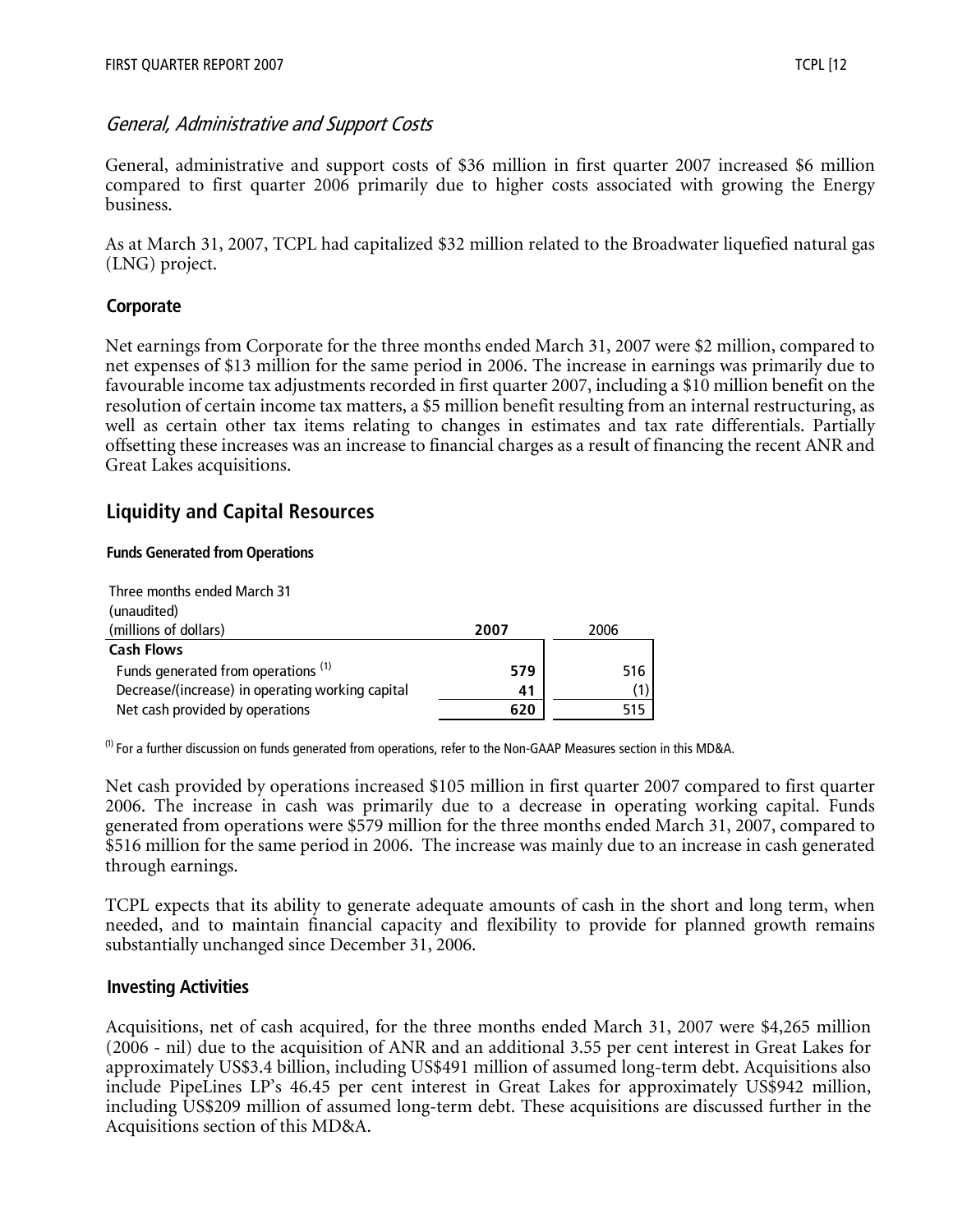### *General, Administrative and Support Costs*

General, administrative and support costs of $36 million in first quarter 2007 increased $6 million compared to first quarter 2006 primarily due to higher costs associated with growing the Energy business.

As at March 31, 2007, TCPL had capitalized $32 million related to the Broadwater liquefied natural gas (LNG) project.

### Corporate

Net earnings from Corporate for the three months ended March 31, 2007 were $2 million, compared to net expenses of $13 million for the same period in 2006. The increase in earnings was primarily due to favourable income tax adjustments recorded in first quarter 2007, including a $10 million benefit on the resolution of certain income tax matters, a $5 million benefit resulting from an internal restructuring, as well as certain other tax items relating to changes in estimates and tax rate differentials. Partially offsetting these increases was an increase to financial charges as a result of financing the recent ANR and Great Lakes acquisitions.

## Liquidity and Capital Resources

#### Funds Generated from Operations

| Three months ended March 31<br>(unaudited)<br>(millions of dollars) | **2007** | 2006 |
|---|---|---|
| **Cash Flows** | | |
| Funds generated from operations [(1)] | **579** | 516 |
| Decrease/(increase) in operating working capital | **41** | (1) |
| Net cash provided by operations | **620** | 515 |

[(1)] For a further discussion on funds generated from operations, refer to the Non-GAAP Measures section in this MD&A.

Net cash provided by operations increased $105 million in first quarter 2007 compared to first quarter 2006. The increase in cash was primarily due to a decrease in operating working capital. Funds generated from operations were $579 million for the three months ended March 31, 2007, compared to $516 million for the same period in 2006. The increase was mainly due to an increase in cash generated through earnings.

TCPL expects that its ability to generate adequate amounts of cash in the short and long term, when needed, and to maintain financial capacity and flexibility to provide for planned growth remains substantially unchanged since December 31, 2006.

#### Investing Activities

Acquisitions, net of cash acquired, for the three months ended March 31, 2007 were $4,265 million (2006 - nil) due to the acquisition of ANR and an additional 3.55 per cent interest in Great Lakes for approximately US$3.4 billion, including US$491 million of assumed long-term debt. Acquisitions also include PipeLines LP's 46.45 per cent interest in Great Lakes for approximately US$942 million, including US$209 million of assumed long-term debt. These acquisitions are discussed further in the Acquisitions section of this MD&A.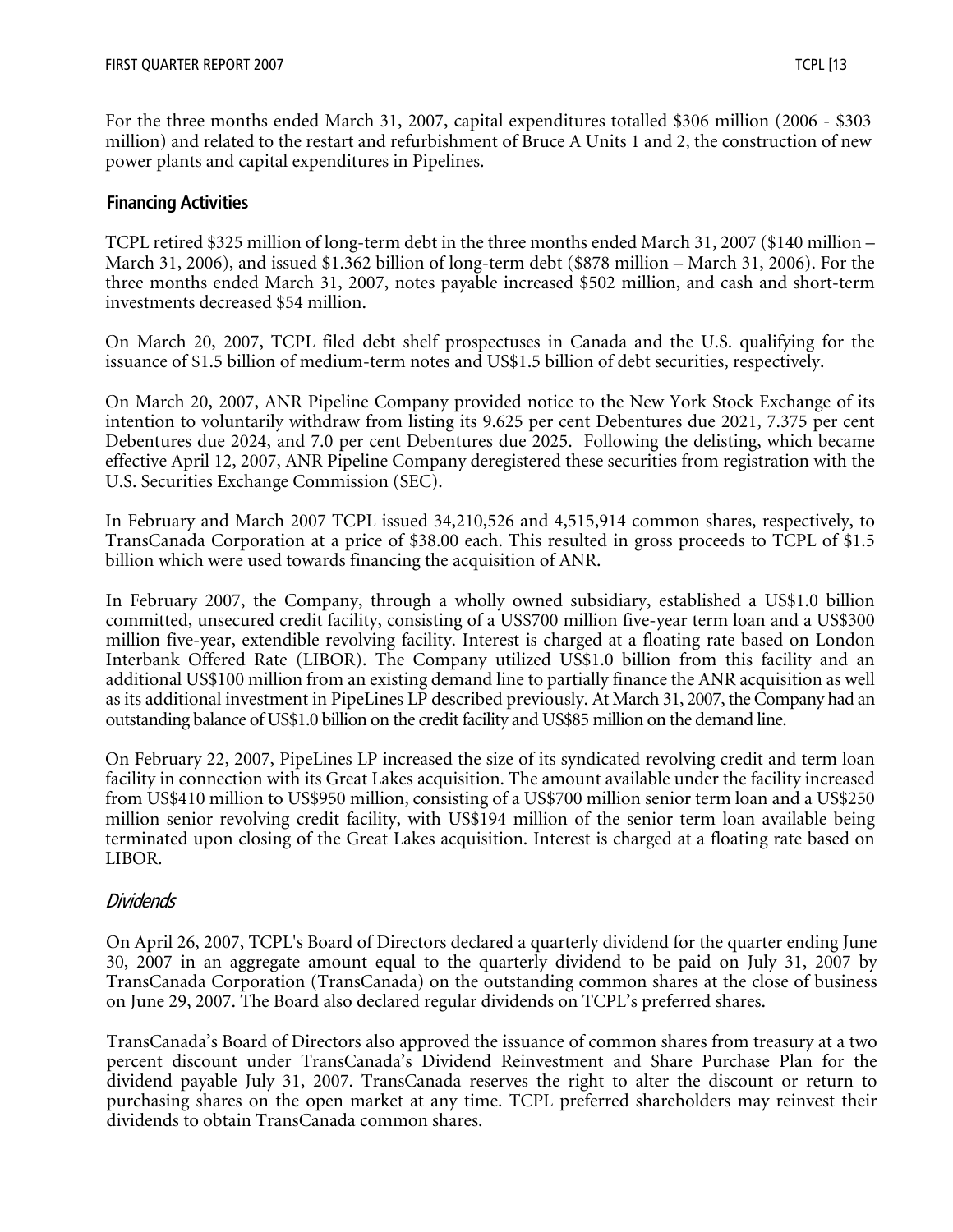For the three months ended March 31, 2007, capital expenditures totalled $306 million (2006 - $303 million) and related to the restart and refurbishment of Bruce A Units 1 and 2, the construction of new power plants and capital expenditures in Pipelines.

## Financing Activities

TCPL retired $325 million of long-term debt in the three months ended March 31, 2007 ($140 million – March 31, 2006), and issued $1.362 billion of long-term debt ($878 million – March 31, 2006). For the three months ended March 31, 2007, notes payable increased $502 million, and cash and short-term investments decreased $54 million.

On March 20, 2007, TCPL filed debt shelf prospectuses in Canada and the U.S. qualifying for the issuance of $1.5 billion of medium-term notes and US$1.5 billion of debt securities, respectively.

On March 20, 2007, ANR Pipeline Company provided notice to the New York Stock Exchange of its intention to voluntarily withdraw from listing its 9.625 per cent Debentures due 2021, 7.375 per cent Debentures due 2024, and 7.0 per cent Debentures due 2025. Following the delisting, which became effective April 12, 2007, ANR Pipeline Company deregistered these securities from registration with the U.S. Securities Exchange Commission (SEC).

In February and March 2007 TCPL issued 34,210,526 and 4,515,914 common shares, respectively, to TransCanada Corporation at a price of $38.00 each. This resulted in gross proceeds to TCPL of $1.5 billion which were used towards financing the acquisition of ANR.

In February 2007, the Company, through a wholly owned subsidiary, established a US$1.0 billion committed, unsecured credit facility, consisting of a US$700 million five-year term loan and a US$300 million five-year, extendible revolving facility. Interest is charged at a floating rate based on London Interbank Offered Rate (LIBOR). The Company utilized US$1.0 billion from this facility and an additional US$100 million from an existing demand line to partially finance the ANR acquisition as well as its additional investment in PipeLines LP described previously. At March 31, 2007, the Company had an outstanding balance of US$1.0 billion on the credit facility and US$85 million on the demand line.

On February 22, 2007, PipeLines LP increased the size of its syndicated revolving credit and term loan facility in connection with its Great Lakes acquisition. The amount available under the facility increased from US$410 million to US$950 million, consisting of a US$700 million senior term loan and a US$250 million senior revolving credit facility, with US$194 million of the senior term loan available being terminated upon closing of the Great Lakes acquisition. Interest is charged at a floating rate based on LIBOR.

### *Dividends*

On April 26, 2007, TCPL's Board of Directors declared a quarterly dividend for the quarter ending June 30, 2007 in an aggregate amount equal to the quarterly dividend to be paid on July 31, 2007 by TransCanada Corporation (TransCanada) on the outstanding common shares at the close of business on June 29, 2007. The Board also declared regular dividends on TCPL's preferred shares.

TransCanada's Board of Directors also approved the issuance of common shares from treasury at a two percent discount under TransCanada's Dividend Reinvestment and Share Purchase Plan for the dividend payable July 31, 2007. TransCanada reserves the right to alter the discount or return to purchasing shares on the open market at any time. TCPL preferred shareholders may reinvest their dividends to obtain TransCanada common shares.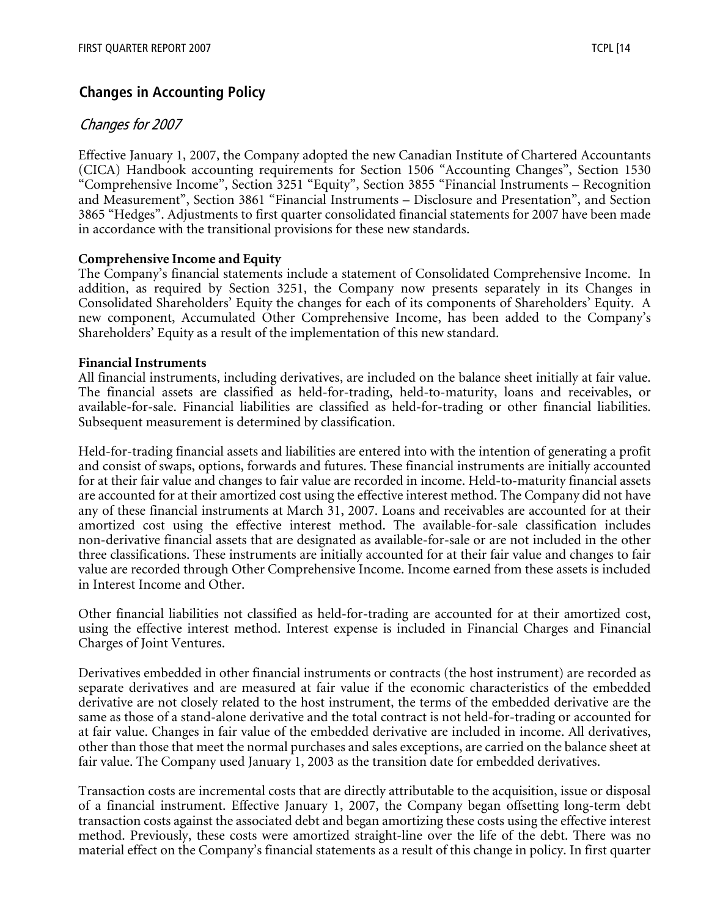## Changes in Accounting Policy

### *Changes for 2007*

Effective January 1, 2007, the Company adopted the new Canadian Institute of Chartered Accountants (CICA) Handbook accounting requirements for Section 1506 "Accounting Changes", Section 1530 "Comprehensive Income", Section 3251 "Equity", Section 3855 "Financial Instruments – Recognition and Measurement", Section 3861 "Financial Instruments – Disclosure and Presentation", and Section 3865 "Hedges". Adjustments to first quarter consolidated financial statements for 2007 have been made in accordance with the transitional provisions for these new standards.

**Comprehensive Income and Equity**

The Company's financial statements include a statement of Consolidated Comprehensive Income. In addition, as required by Section 3251, the Company now presents separately in its Changes in Consolidated Shareholders' Equity the changes for each of its components of Shareholders' Equity. A new component, Accumulated Other Comprehensive Income, has been added to the Company's Shareholders' Equity as a result of the implementation of this new standard.

**Financial Instruments**

All financial instruments, including derivatives, are included on the balance sheet initially at fair value. The financial assets are classified as held-for-trading, held-to-maturity, loans and receivables, or available-for-sale. Financial liabilities are classified as held-for-trading or other financial liabilities. Subsequent measurement is determined by classification.

Held-for-trading financial assets and liabilities are entered into with the intention of generating a profit and consist of swaps, options, forwards and futures. These financial instruments are initially accounted for at their fair value and changes to fair value are recorded in income. Held-to-maturity financial assets are accounted for at their amortized cost using the effective interest method. The Company did not have any of these financial instruments at March 31, 2007. Loans and receivables are accounted for at their amortized cost using the effective interest method. The available-for-sale classification includes non-derivative financial assets that are designated as available-for-sale or are not included in the other three classifications. These instruments are initially accounted for at their fair value and changes to fair value are recorded through Other Comprehensive Income. Income earned from these assets is included in Interest Income and Other.

Other financial liabilities not classified as held-for-trading are accounted for at their amortized cost, using the effective interest method. Interest expense is included in Financial Charges and Financial Charges of Joint Ventures.

Derivatives embedded in other financial instruments or contracts (the host instrument) are recorded as separate derivatives and are measured at fair value if the economic characteristics of the embedded derivative are not closely related to the host instrument, the terms of the embedded derivative are the same as those of a stand-alone derivative and the total contract is not held-for-trading or accounted for at fair value. Changes in fair value of the embedded derivative are included in income. All derivatives, other than those that meet the normal purchases and sales exceptions, are carried on the balance sheet at fair value. The Company used January 1, 2003 as the transition date for embedded derivatives.

Transaction costs are incremental costs that are directly attributable to the acquisition, issue or disposal of a financial instrument. Effective January 1, 2007, the Company began offsetting long-term debt transaction costs against the associated debt and began amortizing these costs using the effective interest method. Previously, these costs were amortized straight-line over the life of the debt. There was no material effect on the Company's financial statements as a result of this change in policy. In first quarter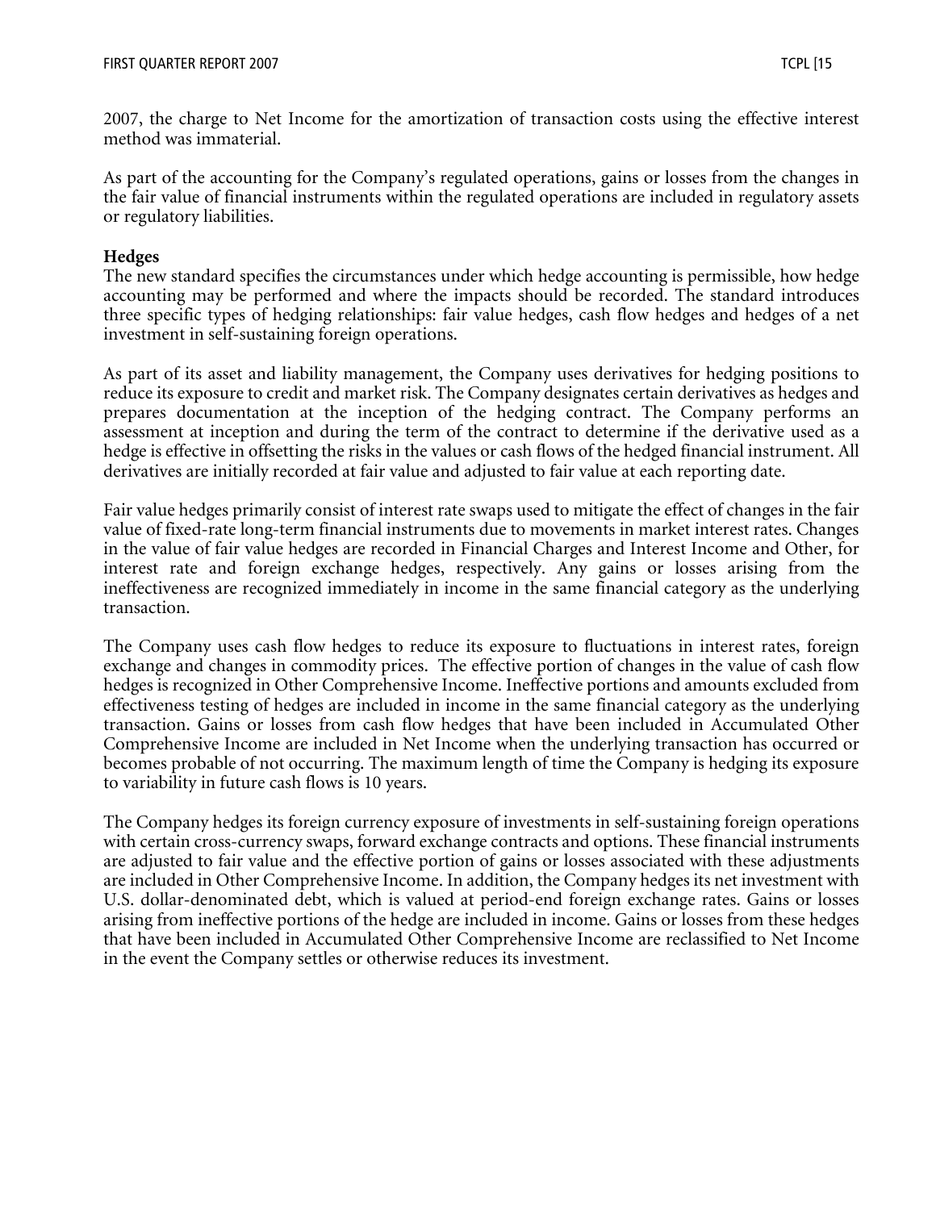2007, the charge to Net Income for the amortization of transaction costs using the effective interest method was immaterial.

As part of the accounting for the Company's regulated operations, gains or losses from the changes in the fair value of financial instruments within the regulated operations are included in regulatory assets or regulatory liabilities.

**Hedges**

The new standard specifies the circumstances under which hedge accounting is permissible, how hedge accounting may be performed and where the impacts should be recorded. The standard introduces three specific types of hedging relationships: fair value hedges, cash flow hedges and hedges of a net investment in self-sustaining foreign operations.

As part of its asset and liability management, the Company uses derivatives for hedging positions to reduce its exposure to credit and market risk. The Company designates certain derivatives as hedges and prepares documentation at the inception of the hedging contract. The Company performs an assessment at inception and during the term of the contract to determine if the derivative used as a hedge is effective in offsetting the risks in the values or cash flows of the hedged financial instrument. All derivatives are initially recorded at fair value and adjusted to fair value at each reporting date.

Fair value hedges primarily consist of interest rate swaps used to mitigate the effect of changes in the fair value of fixed-rate long-term financial instruments due to movements in market interest rates. Changes in the value of fair value hedges are recorded in Financial Charges and Interest Income and Other, for interest rate and foreign exchange hedges, respectively. Any gains or losses arising from the ineffectiveness are recognized immediately in income in the same financial category as the underlying transaction.

The Company uses cash flow hedges to reduce its exposure to fluctuations in interest rates, foreign exchange and changes in commodity prices. The effective portion of changes in the value of cash flow hedges is recognized in Other Comprehensive Income. Ineffective portions and amounts excluded from effectiveness testing of hedges are included in income in the same financial category as the underlying transaction. Gains or losses from cash flow hedges that have been included in Accumulated Other Comprehensive Income are included in Net Income when the underlying transaction has occurred or becomes probable of not occurring. The maximum length of time the Company is hedging its exposure to variability in future cash flows is 10 years.

The Company hedges its foreign currency exposure of investments in self-sustaining foreign operations with certain cross-currency swaps, forward exchange contracts and options. These financial instruments are adjusted to fair value and the effective portion of gains or losses associated with these adjustments are included in Other Comprehensive Income. In addition, the Company hedges its net investment with U.S. dollar-denominated debt, which is valued at period-end foreign exchange rates. Gains or losses arising from ineffective portions of the hedge are included in income. Gains or losses from these hedges that have been included in Accumulated Other Comprehensive Income are reclassified to Net Income in the event the Company settles or otherwise reduces its investment.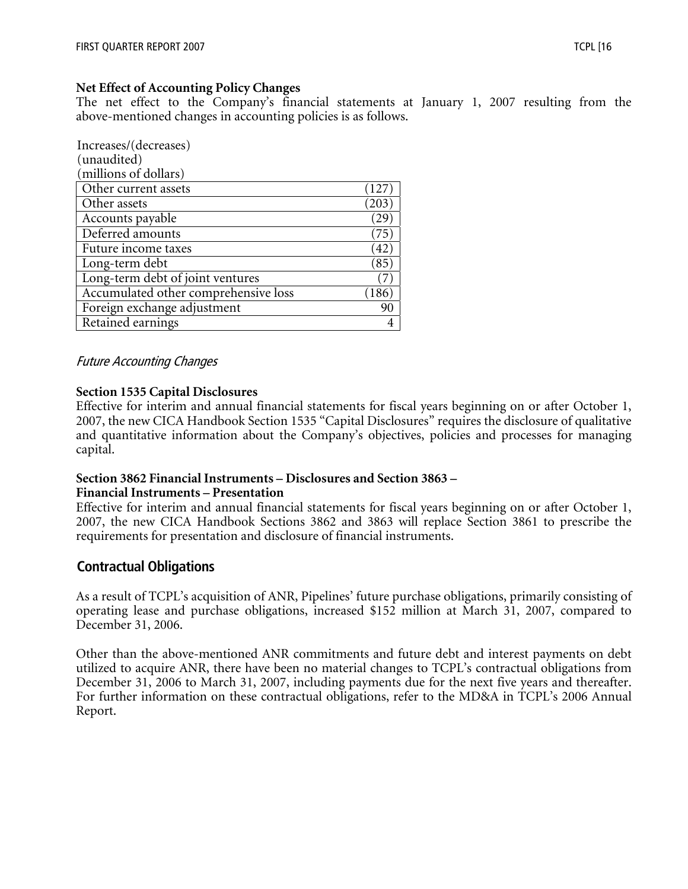**Net Effect of Accounting Policy Changes**

The net effect to the Company's financial statements at January 1, 2007 resulting from the above-mentioned changes in accounting policies is as follows.

Increases/(decreases)
(unaudited)
(millions of dollars)

| | |
|---|---|
| Other current assets | (127) |
| Other assets | (203) |
| Accounts payable | (29) |
| Deferred amounts | (75) |
| Future income taxes | (42) |
| Long-term debt | (85) |
| Long-term debt of joint ventures | (7) |
| Accumulated other comprehensive loss | (186) |
| Foreign exchange adjustment | 90 |
| Retained earnings | 4 |

*Future Accounting Changes*

**Section 1535 Capital Disclosures**

Effective for interim and annual financial statements for fiscal years beginning on or after October 1, 2007, the new CICA Handbook Section 1535 "Capital Disclosures" requires the disclosure of qualitative and quantitative information about the Company's objectives, policies and processes for managing capital.

**Section 3862 Financial Instruments – Disclosures and Section 3863 – Financial Instruments – Presentation**

Effective for interim and annual financial statements for fiscal years beginning on or after October 1, 2007, the new CICA Handbook Sections 3862 and 3863 will replace Section 3861 to prescribe the requirements for presentation and disclosure of financial instruments.

## Contractual Obligations

As a result of TCPL's acquisition of ANR, Pipelines' future purchase obligations, primarily consisting of operating lease and purchase obligations, increased $152 million at March 31, 2007, compared to December 31, 2006.

Other than the above-mentioned ANR commitments and future debt and interest payments on debt utilized to acquire ANR, there have been no material changes to TCPL's contractual obligations from December 31, 2006 to March 31, 2007, including payments due for the next five years and thereafter. For further information on these contractual obligations, refer to the MD&A in TCPL's 2006 Annual Report.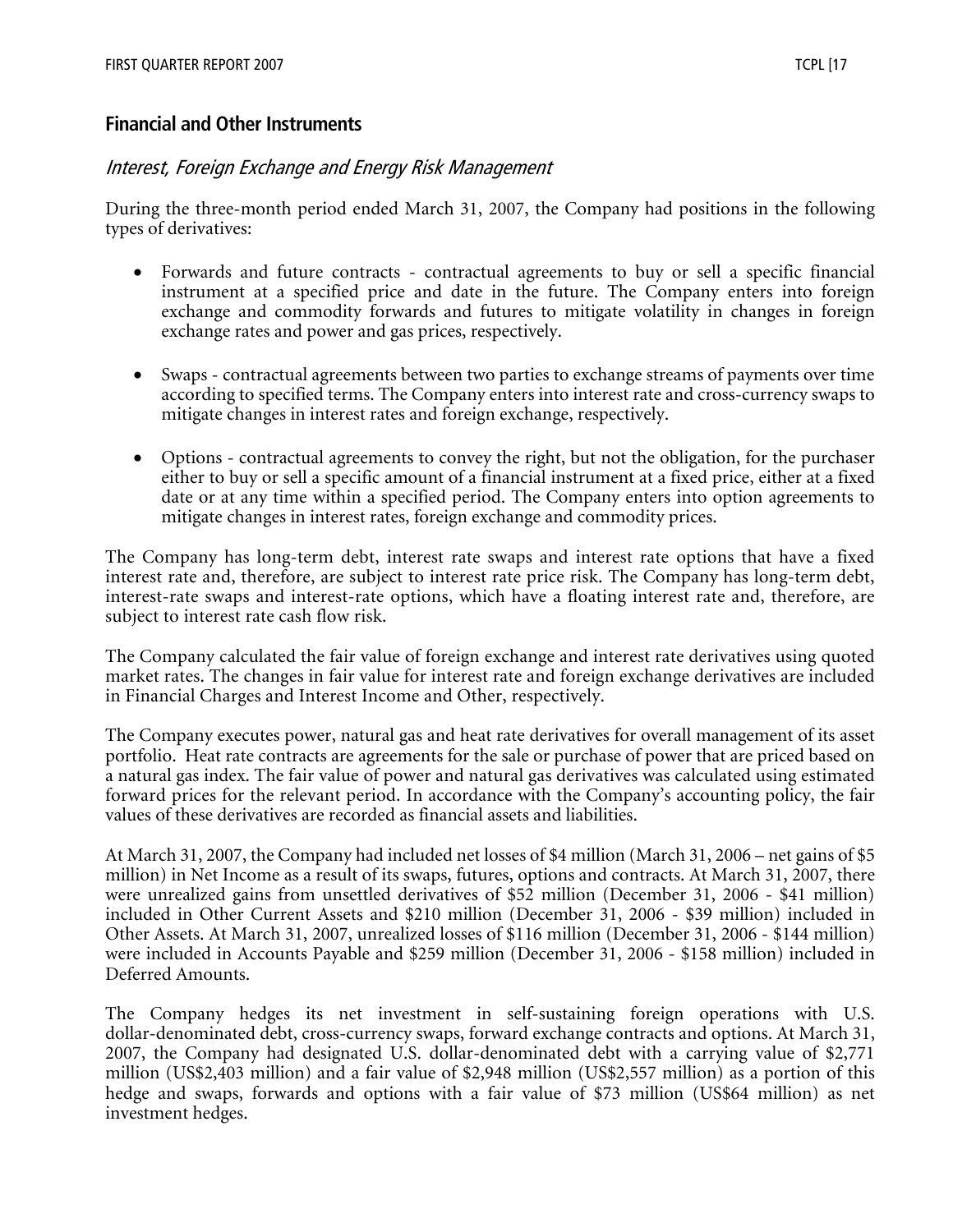## Financial and Other Instruments

### *Interest, Foreign Exchange and Energy Risk Management*

During the three-month period ended March 31, 2007, the Company had positions in the following types of derivatives:

- Forwards and future contracts - contractual agreements to buy or sell a specific financial instrument at a specified price and date in the future. The Company enters into foreign exchange and commodity forwards and futures to mitigate volatility in changes in foreign exchange rates and power and gas prices, respectively.

- Swaps - contractual agreements between two parties to exchange streams of payments over time according to specified terms. The Company enters into interest rate and cross-currency swaps to mitigate changes in interest rates and foreign exchange, respectively.

- Options - contractual agreements to convey the right, but not the obligation, for the purchaser either to buy or sell a specific amount of a financial instrument at a fixed price, either at a fixed date or at any time within a specified period. The Company enters into option agreements to mitigate changes in interest rates, foreign exchange and commodity prices.

The Company has long-term debt, interest rate swaps and interest rate options that have a fixed interest rate and, therefore, are subject to interest rate price risk. The Company has long-term debt, interest-rate swaps and interest-rate options, which have a floating interest rate and, therefore, are subject to interest rate cash flow risk.

The Company calculated the fair value of foreign exchange and interest rate derivatives using quoted market rates. The changes in fair value for interest rate and foreign exchange derivatives are included in Financial Charges and Interest Income and Other, respectively.

The Company executes power, natural gas and heat rate derivatives for overall management of its asset portfolio. Heat rate contracts are agreements for the sale or purchase of power that are priced based on a natural gas index. The fair value of power and natural gas derivatives was calculated using estimated forward prices for the relevant period. In accordance with the Company's accounting policy, the fair values of these derivatives are recorded as financial assets and liabilities.

At March 31, 2007, the Company had included net losses of $4 million (March 31, 2006 – net gains of $5 million) in Net Income as a result of its swaps, futures, options and contracts. At March 31, 2007, there were unrealized gains from unsettled derivatives of $52 million (December 31, 2006 - $41 million) included in Other Current Assets and $210 million (December 31, 2006 - $39 million) included in Other Assets. At March 31, 2007, unrealized losses of $116 million (December 31, 2006 - $144 million) were included in Accounts Payable and $259 million (December 31, 2006 - $158 million) included in Deferred Amounts.

The Company hedges its net investment in self-sustaining foreign operations with U.S. dollar-denominated debt, cross-currency swaps, forward exchange contracts and options. At March 31, 2007, the Company had designated U.S. dollar-denominated debt with a carrying value of $2,771 million (US$2,403 million) and a fair value of $2,948 million (US$2,557 million) as a portion of this hedge and swaps, forwards and options with a fair value of $73 million (US$64 million) as net investment hedges.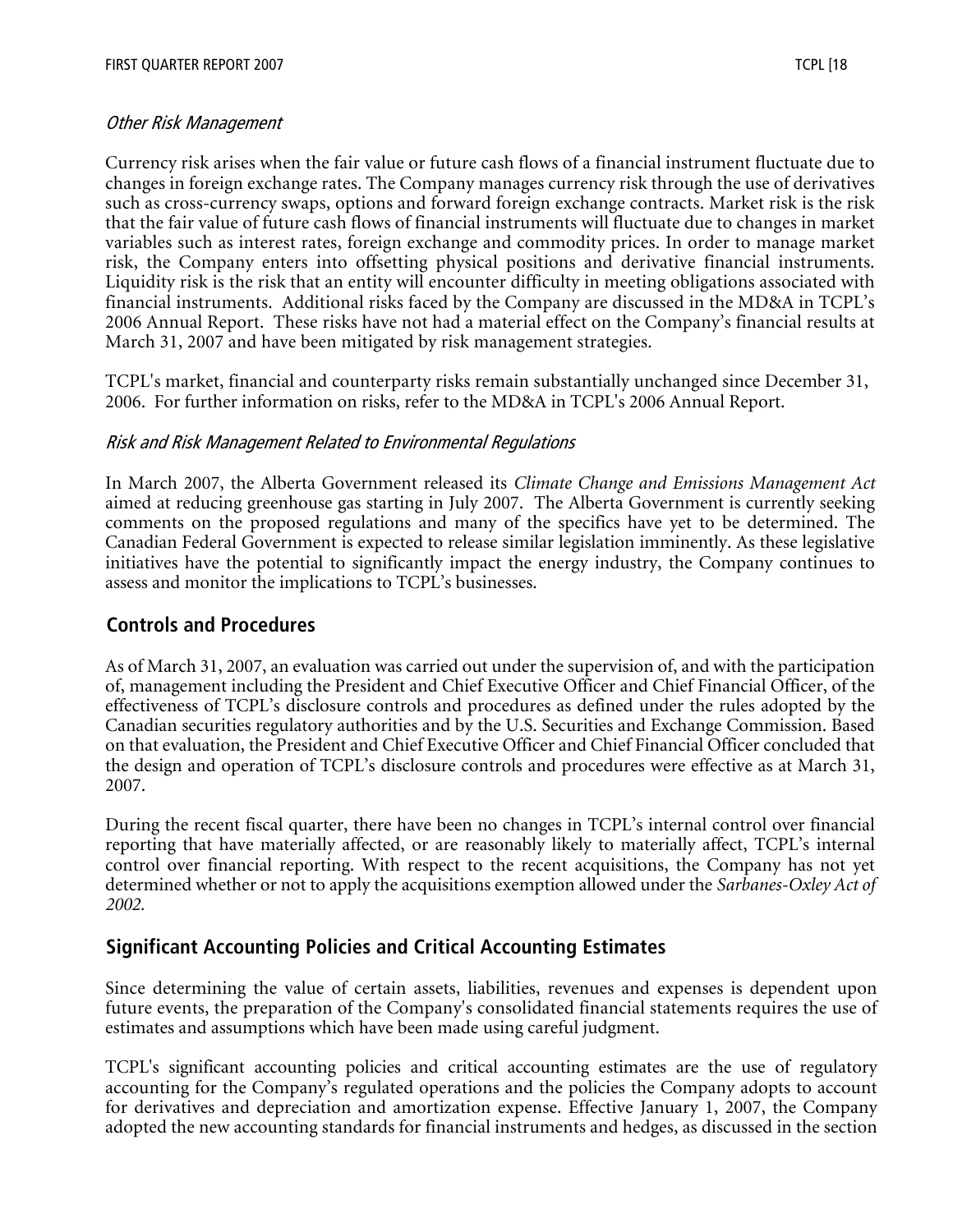*Other Risk Management*

Currency risk arises when the fair value or future cash flows of a financial instrument fluctuate due to changes in foreign exchange rates. The Company manages currency risk through the use of derivatives such as cross-currency swaps, options and forward foreign exchange contracts. Market risk is the risk that the fair value of future cash flows of financial instruments will fluctuate due to changes in market variables such as interest rates, foreign exchange and commodity prices. In order to manage market risk, the Company enters into offsetting physical positions and derivative financial instruments. Liquidity risk is the risk that an entity will encounter difficulty in meeting obligations associated with financial instruments. Additional risks faced by the Company are discussed in the MD&A in TCPL's 2006 Annual Report. These risks have not had a material effect on the Company's financial results at March 31, 2007 and have been mitigated by risk management strategies.

TCPL's market, financial and counterparty risks remain substantially unchanged since December 31, 2006. For further information on risks, refer to the MD&A in TCPL's 2006 Annual Report.

*Risk and Risk Management Related to Environmental Regulations*

In March 2007, the Alberta Government released its *Climate Change and Emissions Management Act* aimed at reducing greenhouse gas starting in July 2007. The Alberta Government is currently seeking comments on the proposed regulations and many of the specifics have yet to be determined. The Canadian Federal Government is expected to release similar legislation imminently. As these legislative initiatives have the potential to significantly impact the energy industry, the Company continues to assess and monitor the implications to TCPL's businesses.

## Controls and Procedures

As of March 31, 2007, an evaluation was carried out under the supervision of, and with the participation of, management including the President and Chief Executive Officer and Chief Financial Officer, of the effectiveness of TCPL's disclosure controls and procedures as defined under the rules adopted by the Canadian securities regulatory authorities and by the U.S. Securities and Exchange Commission. Based on that evaluation, the President and Chief Executive Officer and Chief Financial Officer concluded that the design and operation of TCPL's disclosure controls and procedures were effective as at March 31, 2007.

During the recent fiscal quarter, there have been no changes in TCPL's internal control over financial reporting that have materially affected, or are reasonably likely to materially affect, TCPL's internal control over financial reporting. With respect to the recent acquisitions, the Company has not yet determined whether or not to apply the acquisitions exemption allowed under the *Sarbanes-Oxley Act of 2002*.

## Significant Accounting Policies and Critical Accounting Estimates

Since determining the value of certain assets, liabilities, revenues and expenses is dependent upon future events, the preparation of the Company's consolidated financial statements requires the use of estimates and assumptions which have been made using careful judgment.

TCPL's significant accounting policies and critical accounting estimates are the use of regulatory accounting for the Company's regulated operations and the policies the Company adopts to account for derivatives and depreciation and amortization expense. Effective January 1, 2007, the Company adopted the new accounting standards for financial instruments and hedges, as discussed in the section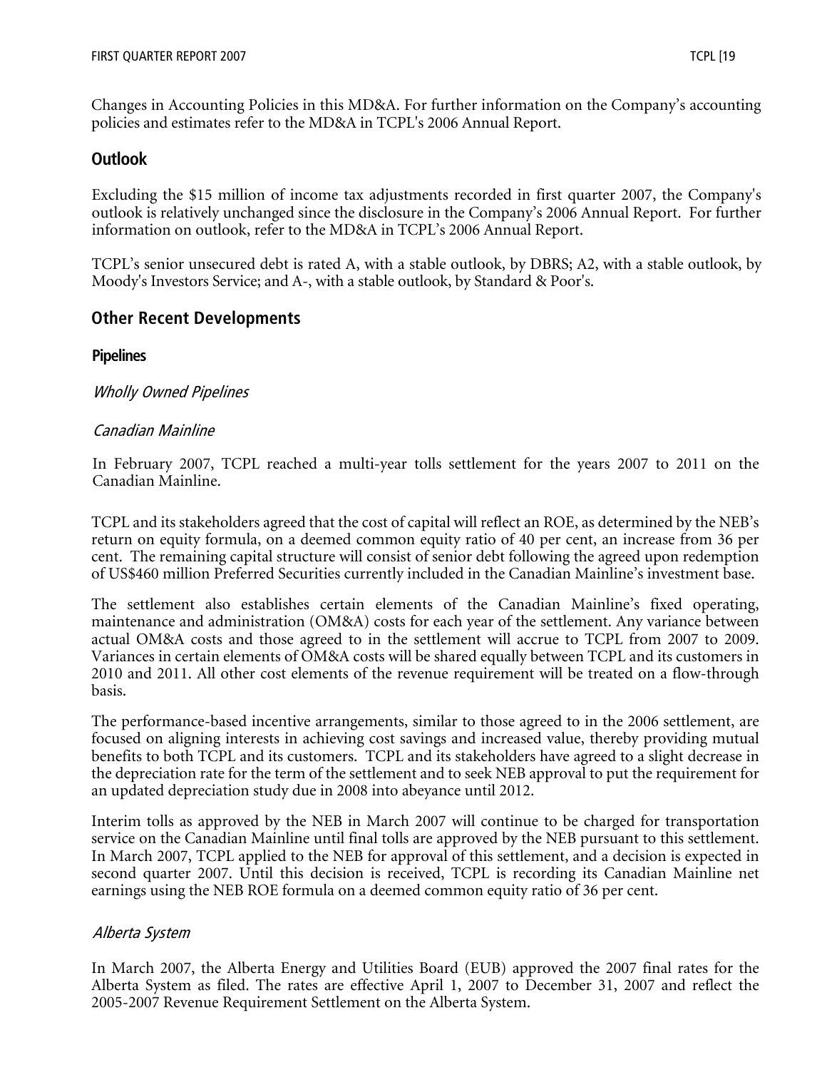Changes in Accounting Policies in this MD&A. For further information on the Company's accounting policies and estimates refer to the MD&A in TCPL's 2006 Annual Report.

## Outlook

Excluding the $15 million of income tax adjustments recorded in first quarter 2007, the Company's outlook is relatively unchanged since the disclosure in the Company's 2006 Annual Report. For further information on outlook, refer to the MD&A in TCPL's 2006 Annual Report.

TCPL's senior unsecured debt is rated A, with a stable outlook, by DBRS; A2, with a stable outlook, by Moody's Investors Service; and A-, with a stable outlook, by Standard & Poor's.

## Other Recent Developments

### Pipelines

*Wholly Owned Pipelines*

*Canadian Mainline*

In February 2007, TCPL reached a multi-year tolls settlement for the years 2007 to 2011 on the Canadian Mainline.

TCPL and its stakeholders agreed that the cost of capital will reflect an ROE, as determined by the NEB's return on equity formula, on a deemed common equity ratio of 40 per cent, an increase from 36 per cent. The remaining capital structure will consist of senior debt following the agreed upon redemption of US$460 million Preferred Securities currently included in the Canadian Mainline's investment base.

The settlement also establishes certain elements of the Canadian Mainline's fixed operating, maintenance and administration (OM&A) costs for each year of the settlement. Any variance between actual OM&A costs and those agreed to in the settlement will accrue to TCPL from 2007 to 2009. Variances in certain elements of OM&A costs will be shared equally between TCPL and its customers in 2010 and 2011. All other cost elements of the revenue requirement will be treated on a flow-through basis.

The performance-based incentive arrangements, similar to those agreed to in the 2006 settlement, are focused on aligning interests in achieving cost savings and increased value, thereby providing mutual benefits to both TCPL and its customers. TCPL and its stakeholders have agreed to a slight decrease in the depreciation rate for the term of the settlement and to seek NEB approval to put the requirement for an updated depreciation study due in 2008 into abeyance until 2012.

Interim tolls as approved by the NEB in March 2007 will continue to be charged for transportation service on the Canadian Mainline until final tolls are approved by the NEB pursuant to this settlement. In March 2007, TCPL applied to the NEB for approval of this settlement, and a decision is expected in second quarter 2007. Until this decision is received, TCPL is recording its Canadian Mainline net earnings using the NEB ROE formula on a deemed common equity ratio of 36 per cent.

*Alberta System*

In March 2007, the Alberta Energy and Utilities Board (EUB) approved the 2007 final rates for the Alberta System as filed. The rates are effective April 1, 2007 to December 31, 2007 and reflect the 2005-2007 Revenue Requirement Settlement on the Alberta System.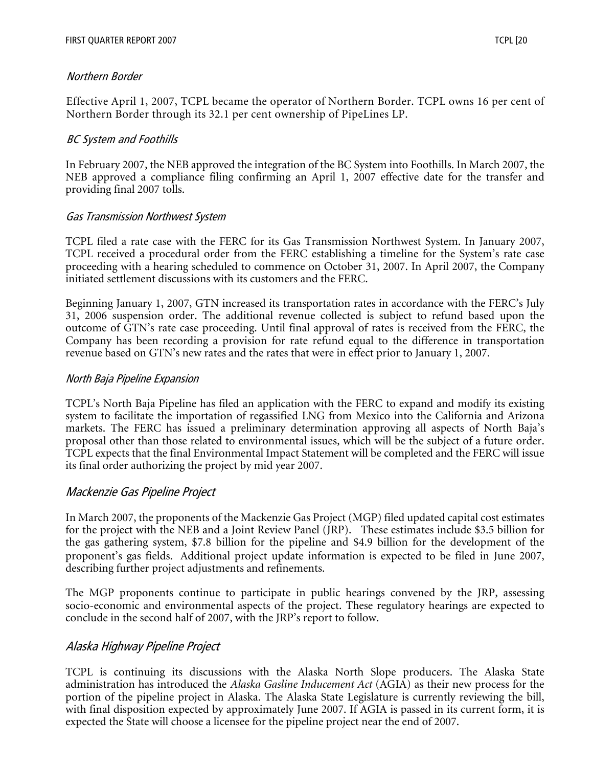### Northern Border

Effective April 1, 2007, TCPL became the operator of Northern Border. TCPL owns 16 per cent of Northern Border through its 32.1 per cent ownership of PipeLines LP.

### BC System and Foothills

In February 2007, the NEB approved the integration of the BC System into Foothills. In March 2007, the NEB approved a compliance filing confirming an April 1, 2007 effective date for the transfer and providing final 2007 tolls.

### Gas Transmission Northwest System

TCPL filed a rate case with the FERC for its Gas Transmission Northwest System. In January 2007, TCPL received a procedural order from the FERC establishing a timeline for the System's rate case proceeding with a hearing scheduled to commence on October 31, 2007. In April 2007, the Company initiated settlement discussions with its customers and the FERC.

Beginning January 1, 2007, GTN increased its transportation rates in accordance with the FERC's July 31, 2006 suspension order. The additional revenue collected is subject to refund based upon the outcome of GTN's rate case proceeding. Until final approval of rates is received from the FERC, the Company has been recording a provision for rate refund equal to the difference in transportation revenue based on GTN's new rates and the rates that were in effect prior to January 1, 2007.

### North Baja Pipeline Expansion

TCPL's North Baja Pipeline has filed an application with the FERC to expand and modify its existing system to facilitate the importation of regassified LNG from Mexico into the California and Arizona markets. The FERC has issued a preliminary determination approving all aspects of North Baja's proposal other than those related to environmental issues, which will be the subject of a future order. TCPL expects that the final Environmental Impact Statement will be completed and the FERC will issue its final order authorizing the project by mid year 2007.

## Mackenzie Gas Pipeline Project

In March 2007, the proponents of the Mackenzie Gas Project (MGP) filed updated capital cost estimates for the project with the NEB and a Joint Review Panel (JRP). These estimates include $3.5 billion for the gas gathering system, $7.8 billion for the pipeline and $4.9 billion for the development of the proponent's gas fields. Additional project update information is expected to be filed in June 2007, describing further project adjustments and refinements.

The MGP proponents continue to participate in public hearings convened by the JRP, assessing socio-economic and environmental aspects of the project. These regulatory hearings are expected to conclude in the second half of 2007, with the JRP's report to follow.

## Alaska Highway Pipeline Project

TCPL is continuing its discussions with the Alaska North Slope producers. The Alaska State administration has introduced the *Alaska Gasline Inducement Act* (AGIA) as their new process for the portion of the pipeline project in Alaska. The Alaska State Legislature is currently reviewing the bill, with final disposition expected by approximately June 2007. If AGIA is passed in its current form, it is expected the State will choose a licensee for the pipeline project near the end of 2007.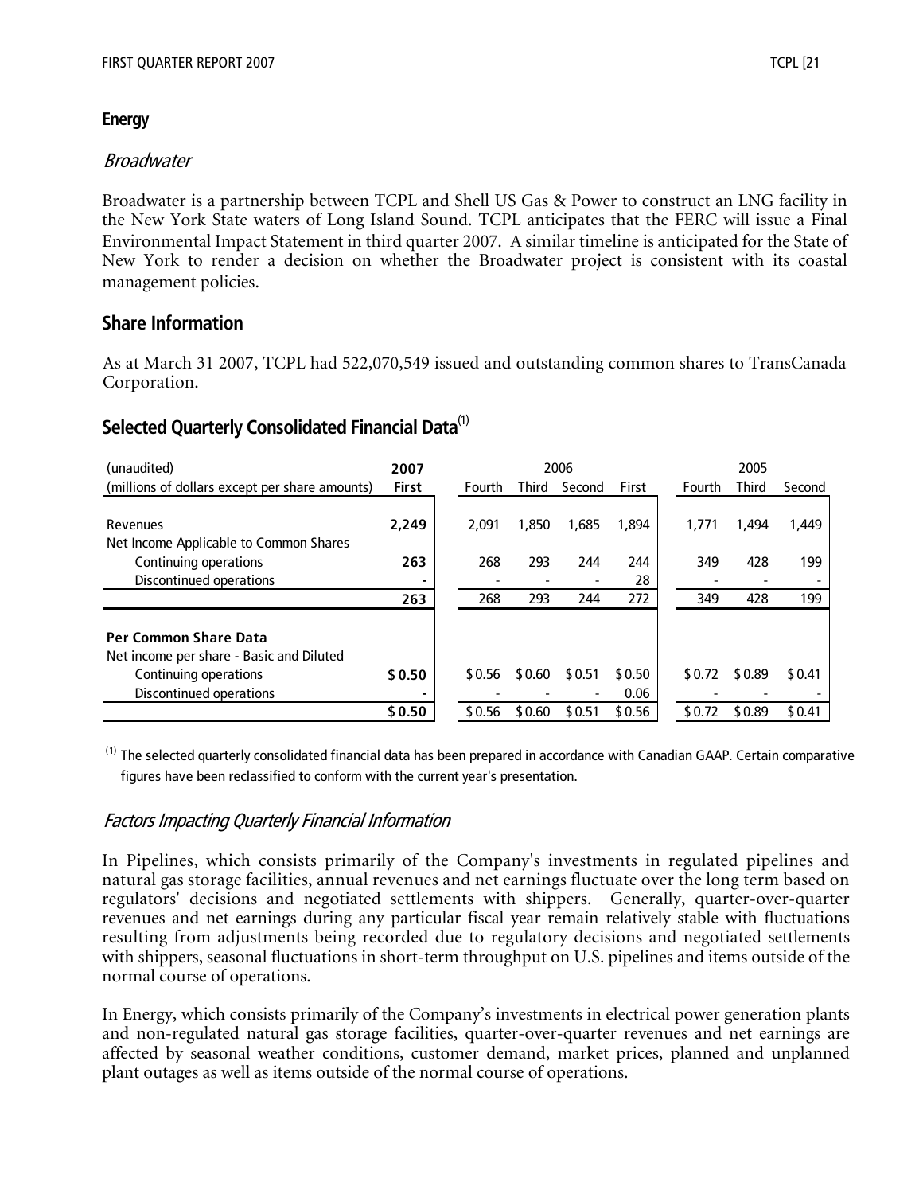### Energy

*Broadwater*

Broadwater is a partnership between TCPL and Shell US Gas & Power to construct an LNG facility in the New York State waters of Long Island Sound. TCPL anticipates that the FERC will issue a Final Environmental Impact Statement in third quarter 2007. A similar timeline is anticipated for the State of New York to render a decision on whether the Broadwater project is consistent with its coastal management policies.

## Share Information

As at March 31 2007, TCPL had 522,070,549 issued and outstanding common shares to TransCanada Corporation.

## Selected Quarterly Consolidated Financial Data[(1)]

| (unaudited) | 2007 | 2006 | | | | 2005 | | |
|---|---|---|---|---|---|---|---|---|
| (millions of dollars except per share amounts) | **First** | Fourth | Third | Second | First | Fourth | Third | Second |
| Revenues | **2,249** | 2,091 | 1,850 | 1,685 | 1,894 | 1,771 | 1,494 | 1,449 |
| Net Income Applicable to Common Shares | | | | | | | | |
| Continuing operations | **263** | 268 | 293 | 244 | 244 | 349 | 428 | 199 |
| Discontinued operations | **-** | - | - | - | 28 | - | - | - |
| | **263** | 268 | 293 | 244 | 272 | 349 | 428 | 199 |
| **Per Common Share Data** | | | | | | | | |
| Net income per share - Basic and Diluted | | | | | | | | |
| Continuing operations | **$ 0.50** | $ 0.56 | $ 0.60 | $ 0.51 | $ 0.50 | $ 0.72 | $ 0.89 | $ 0.41 |
| Discontinued operations | **-** | - | - | - | 0.06 | - | - | - |
| | **$ 0.50** | $ 0.56 | $ 0.60 | $ 0.51 | $ 0.56 | $ 0.72 | $ 0.89 | $ 0.41 |

(1) The selected quarterly consolidated financial data has been prepared in accordance with Canadian GAAP. Certain comparative figures have been reclassified to conform with the current year's presentation.

*Factors Impacting Quarterly Financial Information*

In Pipelines, which consists primarily of the Company's investments in regulated pipelines and natural gas storage facilities, annual revenues and net earnings fluctuate over the long term based on regulators' decisions and negotiated settlements with shippers. Generally, quarter-over-quarter revenues and net earnings during any particular fiscal year remain relatively stable with fluctuations resulting from adjustments being recorded due to regulatory decisions and negotiated settlements with shippers, seasonal fluctuations in short-term throughput on U.S. pipelines and items outside of the normal course of operations.

In Energy, which consists primarily of the Company's investments in electrical power generation plants and non-regulated natural gas storage facilities, quarter-over-quarter revenues and net earnings are affected by seasonal weather conditions, customer demand, market prices, planned and unplanned plant outages as well as items outside of the normal course of operations.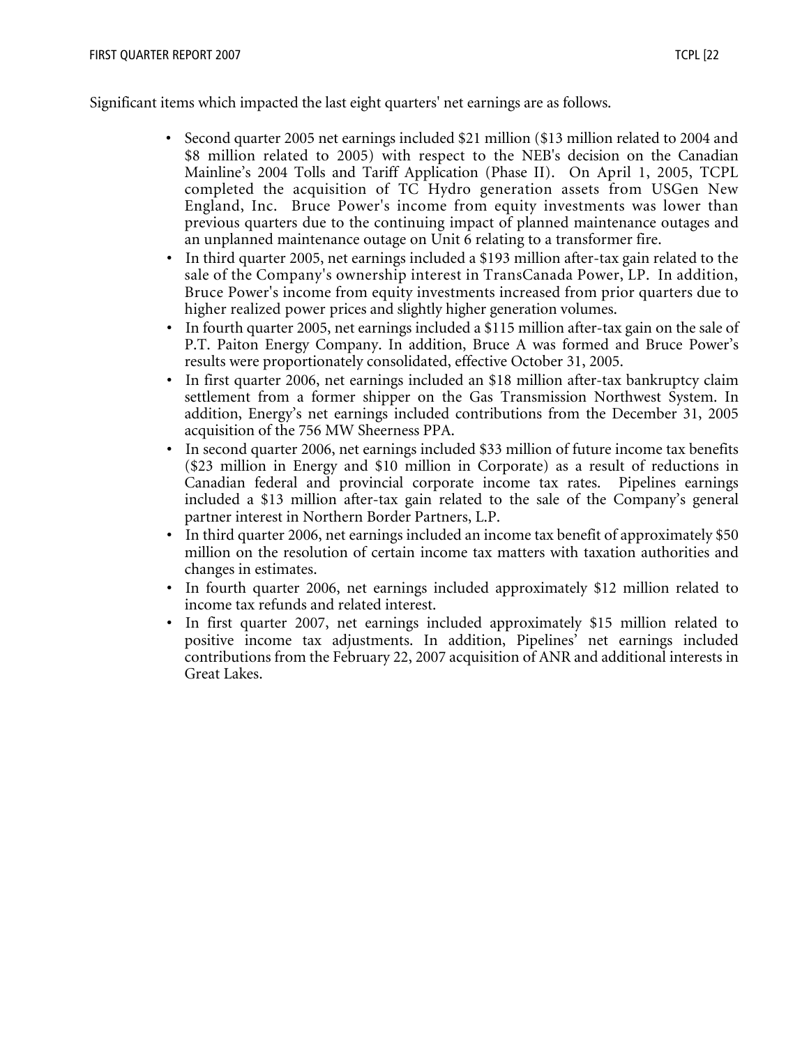Significant items which impacted the last eight quarters' net earnings are as follows.

- Second quarter 2005 net earnings included $21 million ($13 million related to 2004 and $8 million related to 2005) with respect to the NEB's decision on the Canadian Mainline's 2004 Tolls and Tariff Application (Phase II). On April 1, 2005, TCPL completed the acquisition of TC Hydro generation assets from USGen New England, Inc. Bruce Power's income from equity investments was lower than previous quarters due to the continuing impact of planned maintenance outages and an unplanned maintenance outage on Unit 6 relating to a transformer fire.
- In third quarter 2005, net earnings included a $193 million after-tax gain related to the sale of the Company's ownership interest in TransCanada Power, LP. In addition, Bruce Power's income from equity investments increased from prior quarters due to higher realized power prices and slightly higher generation volumes.
- In fourth quarter 2005, net earnings included a $115 million after-tax gain on the sale of P.T. Paiton Energy Company. In addition, Bruce A was formed and Bruce Power's results were proportionately consolidated, effective October 31, 2005.
- In first quarter 2006, net earnings included an $18 million after-tax bankruptcy claim settlement from a former shipper on the Gas Transmission Northwest System. In addition, Energy's net earnings included contributions from the December 31, 2005 acquisition of the 756 MW Sheerness PPA.
- In second quarter 2006, net earnings included $33 million of future income tax benefits ($23 million in Energy and $10 million in Corporate) as a result of reductions in Canadian federal and provincial corporate income tax rates. Pipelines earnings included a $13 million after-tax gain related to the sale of the Company's general partner interest in Northern Border Partners, L.P.
- In third quarter 2006, net earnings included an income tax benefit of approximately $50 million on the resolution of certain income tax matters with taxation authorities and changes in estimates.
- In fourth quarter 2006, net earnings included approximately $12 million related to income tax refunds and related interest.
- In first quarter 2007, net earnings included approximately $15 million related to positive income tax adjustments. In addition, Pipelines' net earnings included contributions from the February 22, 2007 acquisition of ANR and additional interests in Great Lakes.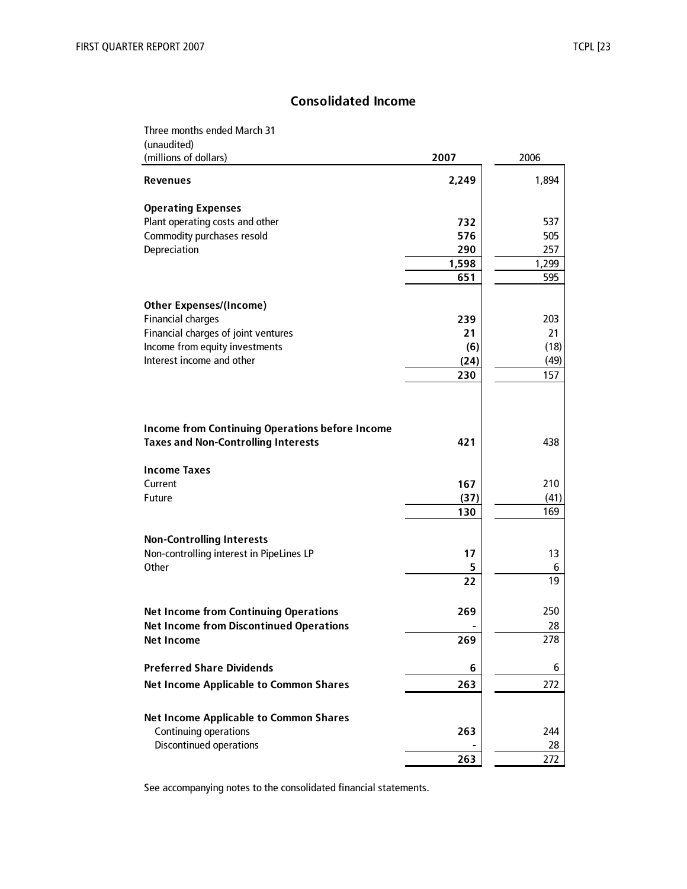## Consolidated Income

| Three months ended March 31<br>(unaudited)<br>(millions of dollars) | 2007 | 2006 |
|---|---|---|
| **Revenues** | **2,249** | 1,894 |
| | | |
| **Operating Expenses** | | |
| Plant operating costs and other | **732** | 537 |
| Commodity purchases resold | **576** | 505 |
| Depreciation | **290** | 257 |
| | **1,598** | 1,299 |
| | **651** | 595 |
| | | |
| **Other Expenses/(Income)** | | |
| Financial charges | **239** | 203 |
| Financial charges of joint ventures | **21** | 21 |
| Income from equity investments | **(6)** | (18) |
| Interest income and other | **(24)** | (49) |
| | **230** | 157 |
| | | |
| **Income from Continuing Operations before Income Taxes and Non-Controlling Interests** | **421** | 438 |
| | | |
| **Income Taxes** | | |
| Current | **167** | 210 |
| Future | **(37)** | (41) |
| | **130** | 169 |
| | | |
| **Non-Controlling Interests** | | |
| Non-controlling interest in PipeLines LP | **17** | 13 |
| Other | **5** | 6 |
| | **22** | 19 |
| | | |
| **Net Income from Continuing Operations** | **269** | 250 |
| **Net Income from Discontinued Operations** | **-** | 28 |
| **Net Income** | **269** | 278 |
| | | |
| **Preferred Share Dividends** | **6** | 6 |
| **Net Income Applicable to Common Shares** | **263** | 272 |
| | | |
| **Net Income Applicable to Common Shares** | | |
| Continuing operations | **263** | 244 |
| Discontinued operations | **-** | 28 |
| | **263** | 272 |

See accompanying notes to the consolidated financial statements.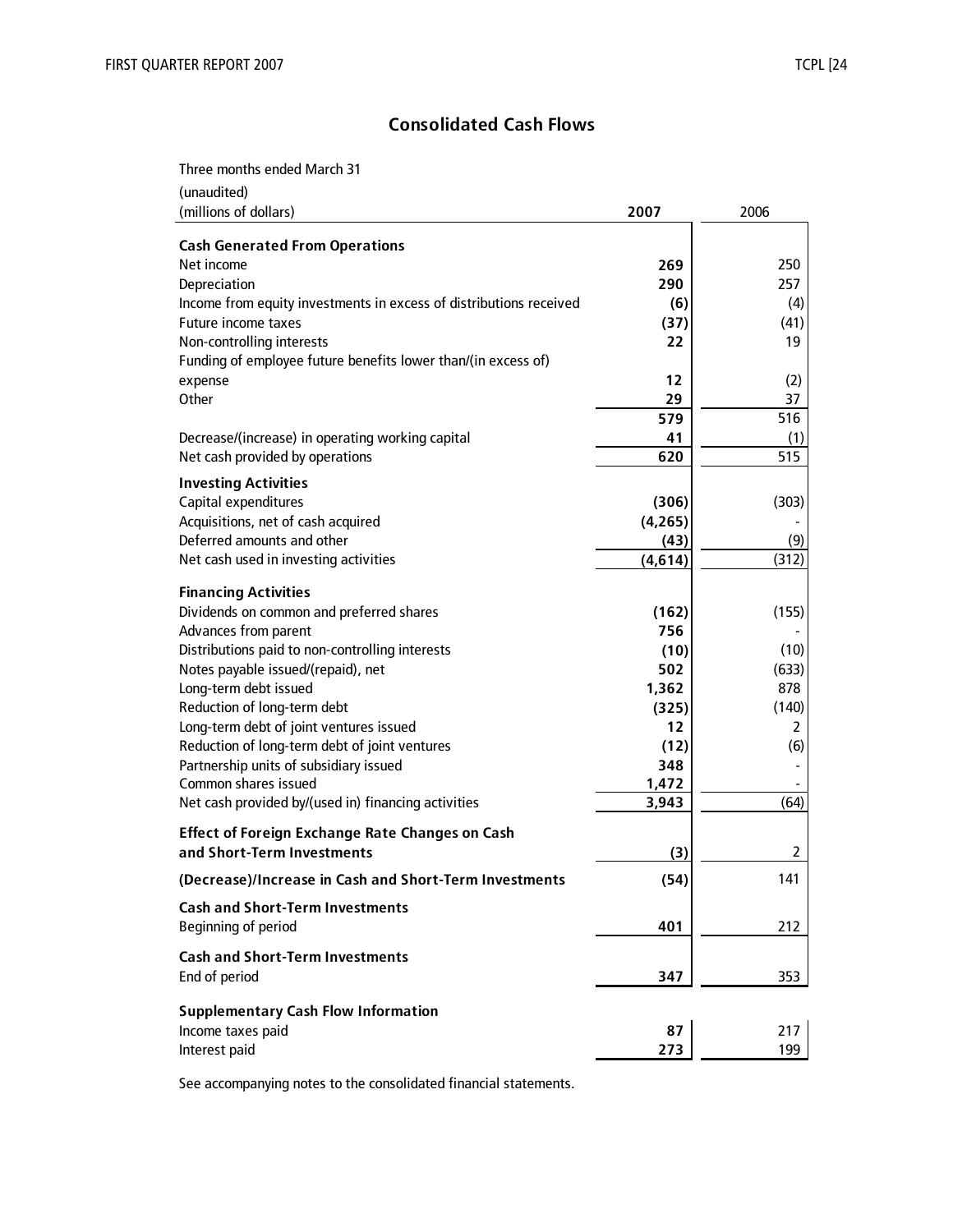## Consolidated Cash Flows

| Three months ended March 31<br>(unaudited)<br>(millions of dollars) | **2007** | 2006 |
|---|---|---|
| **Cash Generated From Operations** | | |
| Net income | **269** | 250 |
| Depreciation | **290** | 257 |
| Income from equity investments in excess of distributions received | **(6)** | (4) |
| Future income taxes | **(37)** | (41) |
| Non-controlling interests | **22** | 19 |
| Funding of employee future benefits lower than/(in excess of) expense | **12** | (2) |
| Other | **29** | 37 |
| | **579** | 516 |
| Decrease/(increase) in operating working capital | **41** | (1) |
| Net cash provided by operations | **620** | 515 |
| **Investing Activities** | | |
| Capital expenditures | **(306)** | (303) |
| Acquisitions, net of cash acquired | **(4,265)** | - |
| Deferred amounts and other | **(43)** | (9) |
| Net cash used in investing activities | **(4,614)** | (312) |
| **Financing Activities** | | |
| Dividends on common and preferred shares | **(162)** | (155) |
| Advances from parent | **756** | - |
| Distributions paid to non-controlling interests | **(10)** | (10) |
| Notes payable issued/(repaid), net | **502** | (633) |
| Long-term debt issued | **1,362** | 878 |
| Reduction of long-term debt | **(325)** | (140) |
| Long-term debt of joint ventures issued | **12** | 2 |
| Reduction of long-term debt of joint ventures | **(12)** | (6) |
| Partnership units of subsidiary issued | **348** | - |
| Common shares issued | **1,472** | - |
| Net cash provided by/(used in) financing activities | **3,943** | (64) |
| **Effect of Foreign Exchange Rate Changes on Cash and Short-Term Investments** | **(3)** | 2 |
| **(Decrease)/Increase in Cash and Short-Term Investments** | **(54)** | 141 |
| **Cash and Short-Term Investments** | | |
| Beginning of period | **401** | 212 |
| **Cash and Short-Term Investments** | | |
| End of period | **347** | 353 |
| **Supplementary Cash Flow Information** | | |
| Income taxes paid | **87** | 217 |
| Interest paid | **273** | 199 |

See accompanying notes to the consolidated financial statements.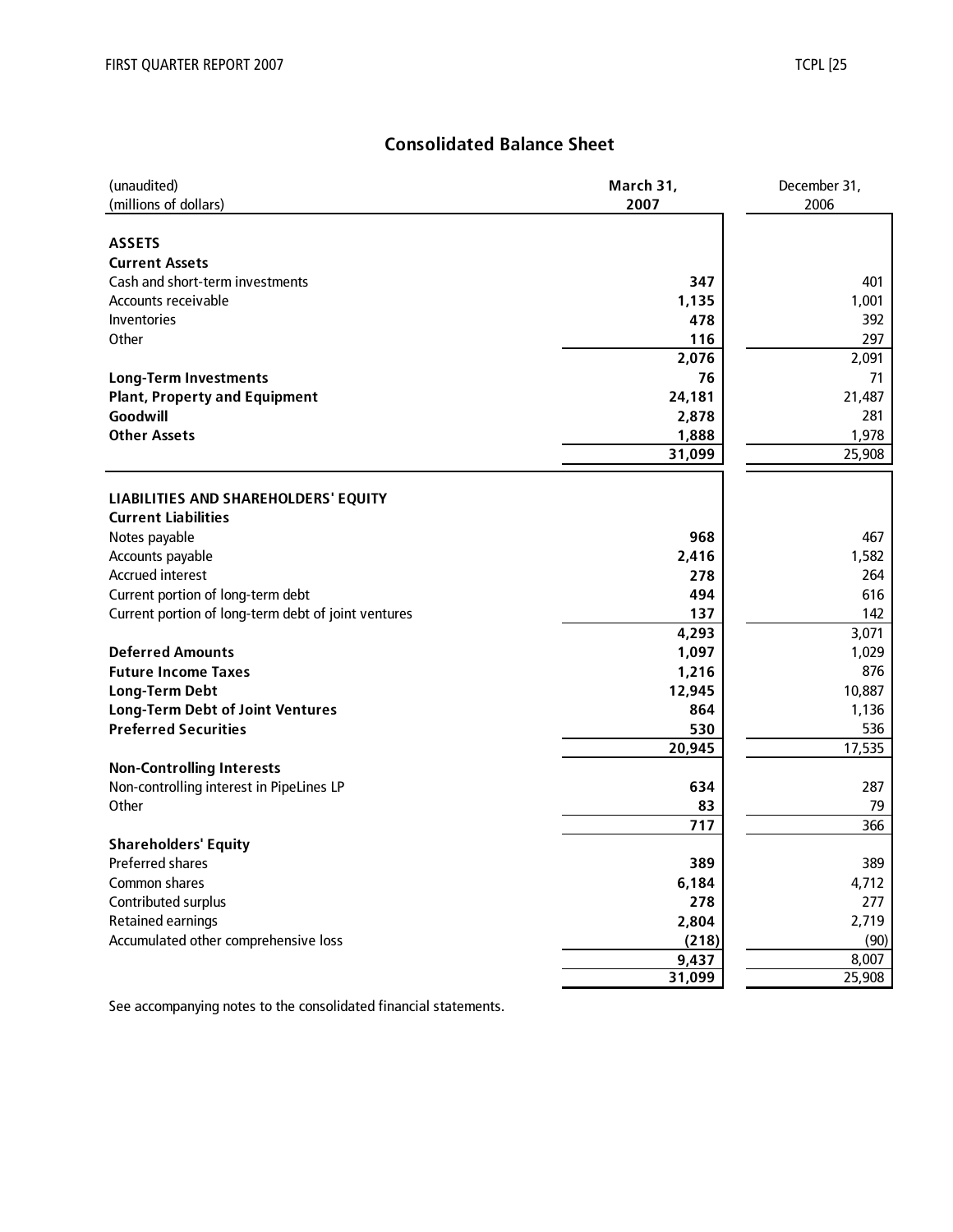## Consolidated Balance Sheet

| (unaudited)<br>(millions of dollars) | **March 31, 2007** | December 31, 2006 |
|---|---|---|
| **ASSETS** | | |
| **Current Assets** | | |
| Cash and short-term investments | **347** | 401 |
| Accounts receivable | **1,135** | 1,001 |
| Inventories | **478** | 392 |
| Other | **116** | 297 |
| | **2,076** | 2,091 |
| **Long-Term Investments** | **76** | 71 |
| **Plant, Property and Equipment** | **24,181** | 21,487 |
| **Goodwill** | **2,878** | 281 |
| **Other Assets** | **1,888** | 1,978 |
| | **31,099** | 25,908 |
| **LIABILITIES AND SHAREHOLDERS' EQUITY** | | |
| **Current Liabilities** | | |
| Notes payable | **968** | 467 |
| Accounts payable | **2,416** | 1,582 |
| Accrued interest | **278** | 264 |
| Current portion of long-term debt | **494** | 616 |
| Current portion of long-term debt of joint ventures | **137** | 142 |
| | **4,293** | 3,071 |
| **Deferred Amounts** | **1,097** | 1,029 |
| **Future Income Taxes** | **1,216** | 876 |
| **Long-Term Debt** | **12,945** | 10,887 |
| **Long-Term Debt of Joint Ventures** | **864** | 1,136 |
| **Preferred Securities** | **530** | 536 |
| | **20,945** | 17,535 |
| **Non-Controlling Interests** | | |
| Non-controlling interest in PipeLines LP | **634** | 287 |
| Other | **83** | 79 |
| | **717** | 366 |
| **Shareholders' Equity** | | |
| Preferred shares | **389** | 389 |
| Common shares | **6,184** | 4,712 |
| Contributed surplus | **278** | 277 |
| Retained earnings | **2,804** | 2,719 |
| Accumulated other comprehensive loss | **(218)** | (90) |
| | **9,437** | 8,007 |
| | **31,099** | 25,908 |

See accompanying notes to the consolidated financial statements.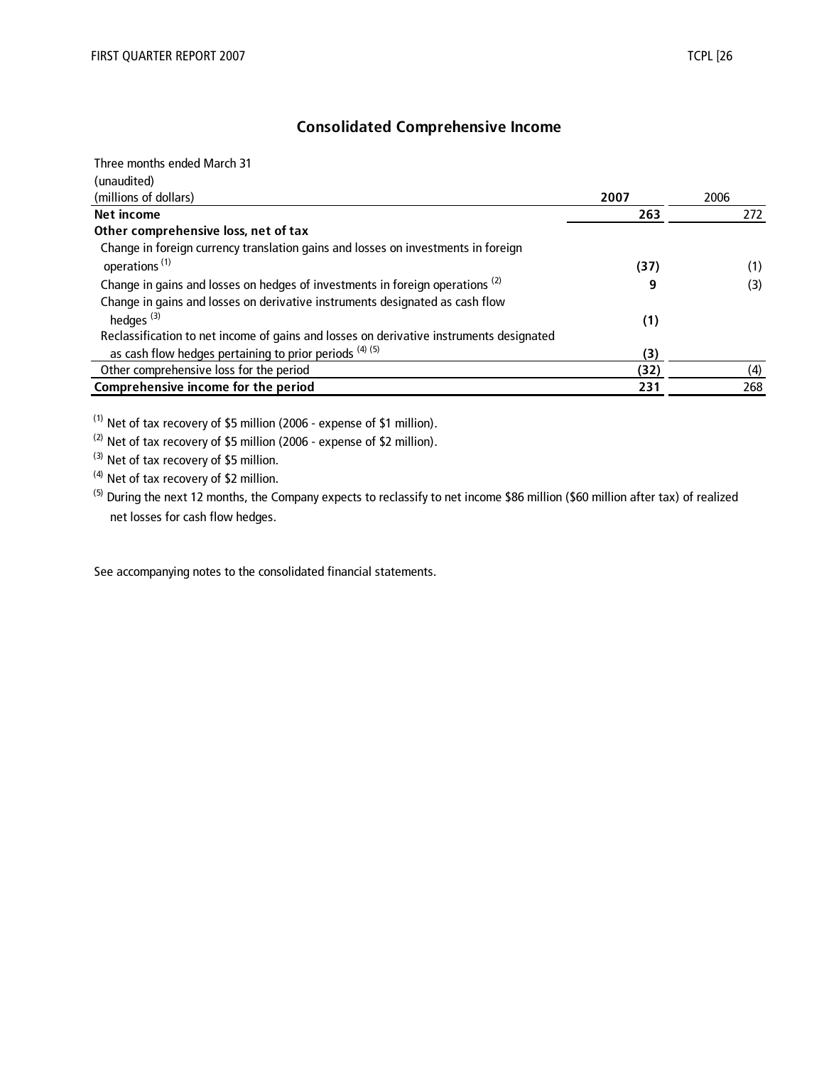## Consolidated Comprehensive Income

| Three months ended March 31<br>(unaudited)<br>(millions of dollars) | 2007 | 2006 |
|---|---|---|
| **Net income** | **263** | 272 |
| **Other comprehensive loss, net of tax** | | |
| Change in foreign currency translation gains and losses on investments in foreign operations [(1)] | **(37)** | (1) |
| Change in gains and losses on hedges of investments in foreign operations [(2)] | **9** | (3) |
| Change in gains and losses on derivative instruments designated as cash flow hedges [(3)] | **(1)** | |
| Reclassification to net income of gains and losses on derivative instruments designated as cash flow hedges pertaining to prior periods [(4)] [(5)] | **(3)** | |
| Other comprehensive loss for the period | **(32)** | (4) |
| **Comprehensive income for the period** | **231** | 268 |

[(1)] Net of tax recovery of $5 million (2006 - expense of $1 million).

[(2)] Net of tax recovery of $5 million (2006 - expense of $2 million).

[(3)] Net of tax recovery of $5 million.

[(4)] Net of tax recovery of $2 million.

[(5)] During the next 12 months, the Company expects to reclassify to net income $86 million ($60 million after tax) of realized net losses for cash flow hedges.

See accompanying notes to the consolidated financial statements.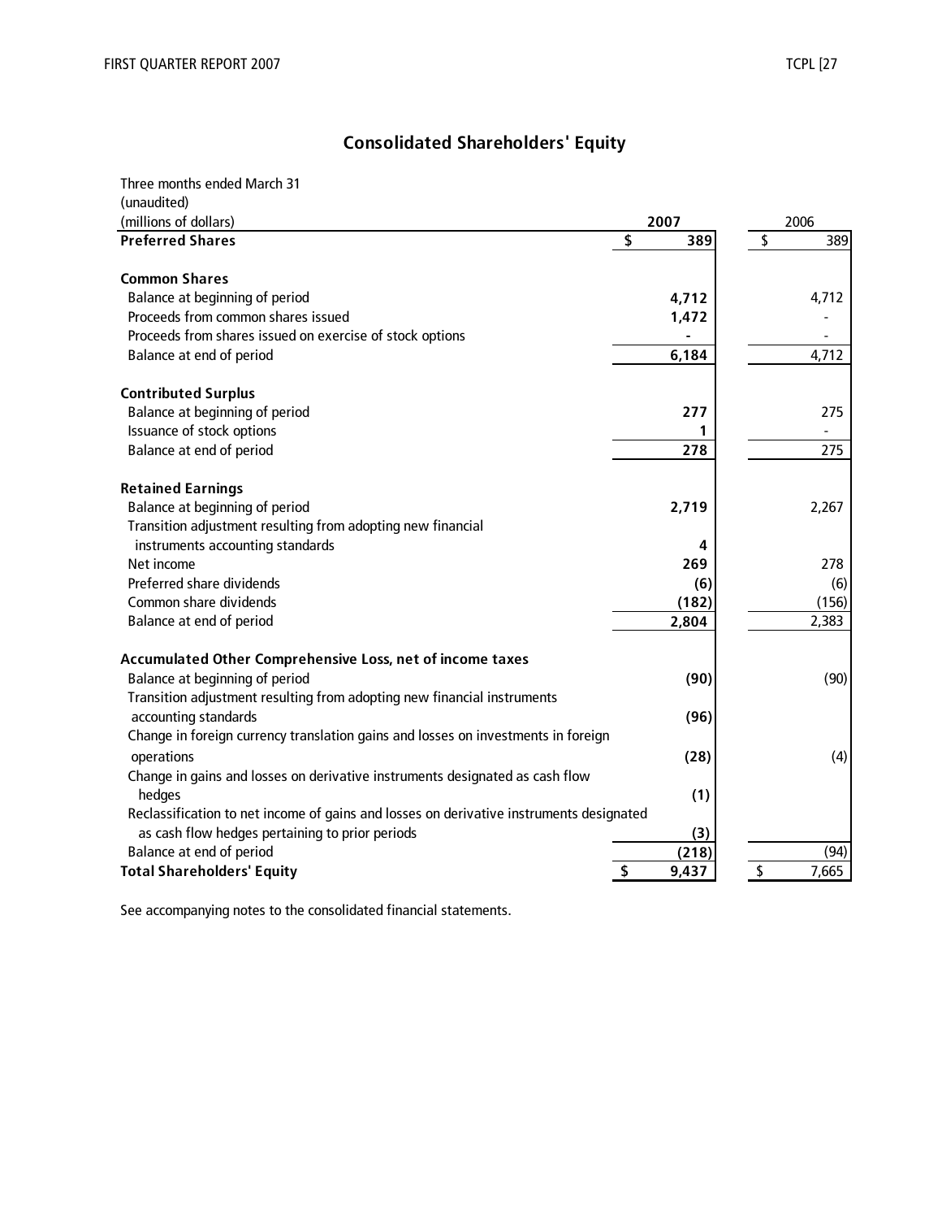# Consolidated Shareholders' Equity

| Three months ended March 31<br>(unaudited)<br>(millions of dollars) | 2007 | 2006 |
|---|---|---|
| **Preferred Shares** | $ 389 | $ 389 |
| | | |
| **Common Shares** | | |
| Balance at beginning of period | 4,712 | 4,712 |
| Proceeds from common shares issued | 1,472 | - |
| Proceeds from shares issued on exercise of stock options | - | - |
| Balance at end of period | 6,184 | 4,712 |
| | | |
| **Contributed Surplus** | | |
| Balance at beginning of period | 277 | 275 |
| Issuance of stock options | 1 | - |
| Balance at end of period | 278 | 275 |
| | | |
| **Retained Earnings** | | |
| Balance at beginning of period | 2,719 | 2,267 |
| Transition adjustment resulting from adopting new financial instruments accounting standards | 4 | |
| Net income | 269 | 278 |
| Preferred share dividends | (6) | (6) |
| Common share dividends | (182) | (156) |
| Balance at end of period | 2,804 | 2,383 |
| | | |
| **Accumulated Other Comprehensive Loss, net of income taxes** | | |
| Balance at beginning of period | (90) | (90) |
| Transition adjustment resulting from adopting new financial instruments accounting standards | (96) | |
| Change in foreign currency translation gains and losses on investments in foreign operations | (28) | (4) |
| Change in gains and losses on derivative instruments designated as cash flow hedges | (1) | |
| Reclassification to net income of gains and losses on derivative instruments designated as cash flow hedges pertaining to prior periods | (3) | |
| Balance at end of period | (218) | (94) |
| **Total Shareholders' Equity** | $ 9,437 | $ 7,665 |

See accompanying notes to the consolidated financial statements.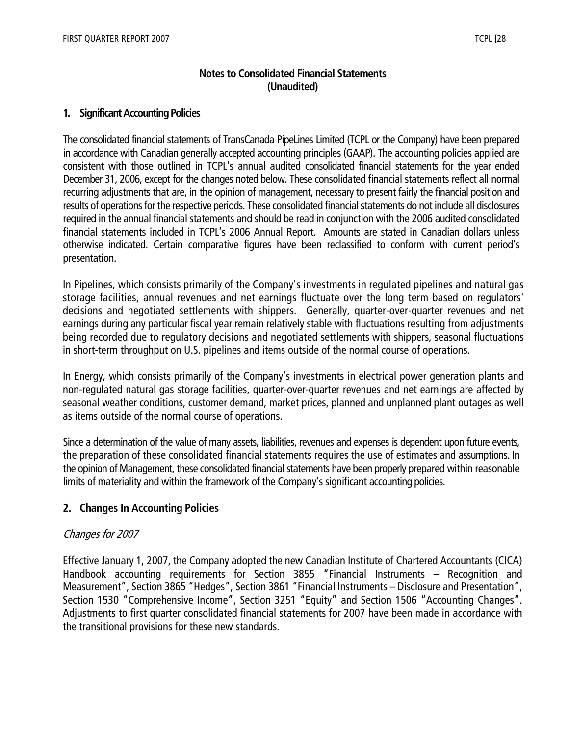## Notes to Consolidated Financial Statements
## (Unaudited)

### 1. Significant Accounting Policies

The consolidated financial statements of TransCanada PipeLines Limited (TCPL or the Company) have been prepared in accordance with Canadian generally accepted accounting principles (GAAP). The accounting policies applied are consistent with those outlined in TCPL's annual audited consolidated financial statements for the year ended December 31, 2006, except for the changes noted below. These consolidated financial statements reflect all normal recurring adjustments that are, in the opinion of management, necessary to present fairly the financial position and results of operations for the respective periods. These consolidated financial statements do not include all disclosures required in the annual financial statements and should be read in conjunction with the 2006 audited consolidated financial statements included in TCPL's 2006 Annual Report. Amounts are stated in Canadian dollars unless otherwise indicated. Certain comparative figures have been reclassified to conform with current period's presentation.

In Pipelines, which consists primarily of the Company's investments in regulated pipelines and natural gas storage facilities, annual revenues and net earnings fluctuate over the long term based on regulators' decisions and negotiated settlements with shippers. Generally, quarter-over-quarter revenues and net earnings during any particular fiscal year remain relatively stable with fluctuations resulting from adjustments being recorded due to regulatory decisions and negotiated settlements with shippers, seasonal fluctuations in short-term throughput on U.S. pipelines and items outside of the normal course of operations.

In Energy, which consists primarily of the Company's investments in electrical power generation plants and non-regulated natural gas storage facilities, quarter-over-quarter revenues and net earnings are affected by seasonal weather conditions, customer demand, market prices, planned and unplanned plant outages as well as items outside of the normal course of operations.

Since a determination of the value of many assets, liabilities, revenues and expenses is dependent upon future events, the preparation of these consolidated financial statements requires the use of estimates and assumptions. In the opinion of Management, these consolidated financial statements have been properly prepared within reasonable limits of materiality and within the framework of the Company's significant accounting policies.

### 2. Changes In Accounting Policies

*Changes for 2007*

Effective January 1, 2007, the Company adopted the new Canadian Institute of Chartered Accountants (CICA) Handbook accounting requirements for Section 3855 "Financial Instruments – Recognition and Measurement", Section 3865 "Hedges", Section 3861 "Financial Instruments – Disclosure and Presentation", Section 1530 "Comprehensive Income", Section 3251 "Equity" and Section 1506 "Accounting Changes". Adjustments to first quarter consolidated financial statements for 2007 have been made in accordance with the transitional provisions for these new standards.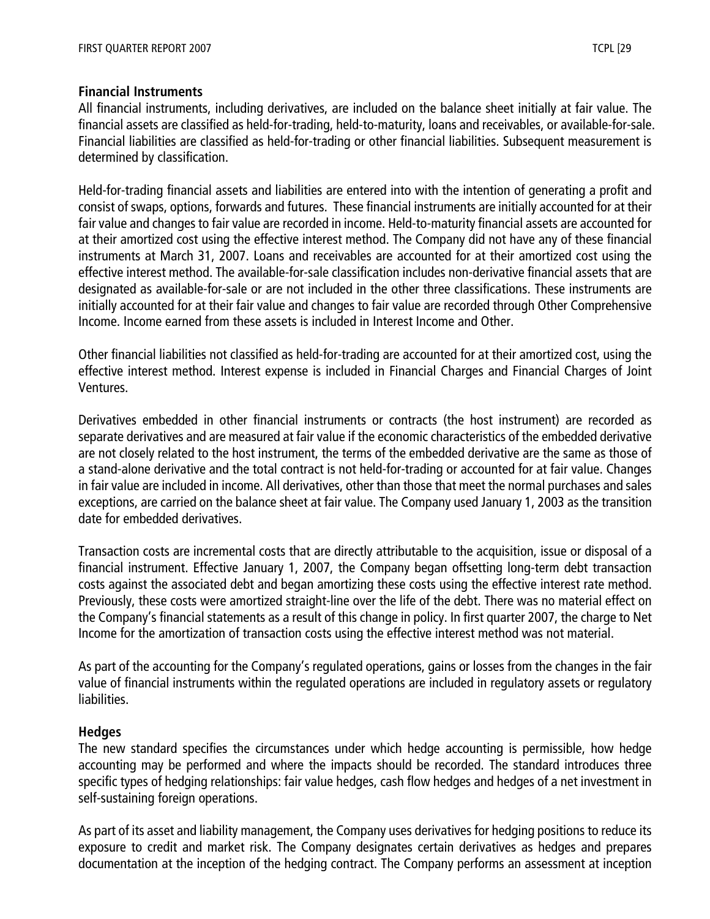**Financial Instruments**

All financial instruments, including derivatives, are included on the balance sheet initially at fair value. The financial assets are classified as held-for-trading, held-to-maturity, loans and receivables, or available-for-sale. Financial liabilities are classified as held-for-trading or other financial liabilities. Subsequent measurement is determined by classification.

Held-for-trading financial assets and liabilities are entered into with the intention of generating a profit and consist of swaps, options, forwards and futures. These financial instruments are initially accounted for at their fair value and changes to fair value are recorded in income. Held-to-maturity financial assets are accounted for at their amortized cost using the effective interest method. The Company did not have any of these financial instruments at March 31, 2007. Loans and receivables are accounted for at their amortized cost using the effective interest method. The available-for-sale classification includes non-derivative financial assets that are designated as available-for-sale or are not included in the other three classifications. These instruments are initially accounted for at their fair value and changes to fair value are recorded through Other Comprehensive Income. Income earned from these assets is included in Interest Income and Other.

Other financial liabilities not classified as held-for-trading are accounted for at their amortized cost, using the effective interest method. Interest expense is included in Financial Charges and Financial Charges of Joint Ventures.

Derivatives embedded in other financial instruments or contracts (the host instrument) are recorded as separate derivatives and are measured at fair value if the economic characteristics of the embedded derivative are not closely related to the host instrument, the terms of the embedded derivative are the same as those of a stand-alone derivative and the total contract is not held-for-trading or accounted for at fair value. Changes in fair value are included in income. All derivatives, other than those that meet the normal purchases and sales exceptions, are carried on the balance sheet at fair value. The Company used January 1, 2003 as the transition date for embedded derivatives.

Transaction costs are incremental costs that are directly attributable to the acquisition, issue or disposal of a financial instrument. Effective January 1, 2007, the Company began offsetting long-term debt transaction costs against the associated debt and began amortizing these costs using the effective interest rate method. Previously, these costs were amortized straight-line over the life of the debt. There was no material effect on the Company's financial statements as a result of this change in policy. In first quarter 2007, the charge to Net Income for the amortization of transaction costs using the effective interest method was not material.

As part of the accounting for the Company's regulated operations, gains or losses from the changes in the fair value of financial instruments within the regulated operations are included in regulatory assets or regulatory liabilities.

**Hedges**

The new standard specifies the circumstances under which hedge accounting is permissible, how hedge accounting may be performed and where the impacts should be recorded. The standard introduces three specific types of hedging relationships: fair value hedges, cash flow hedges and hedges of a net investment in self-sustaining foreign operations.

As part of its asset and liability management, the Company uses derivatives for hedging positions to reduce its exposure to credit and market risk. The Company designates certain derivatives as hedges and prepares documentation at the inception of the hedging contract. The Company performs an assessment at inception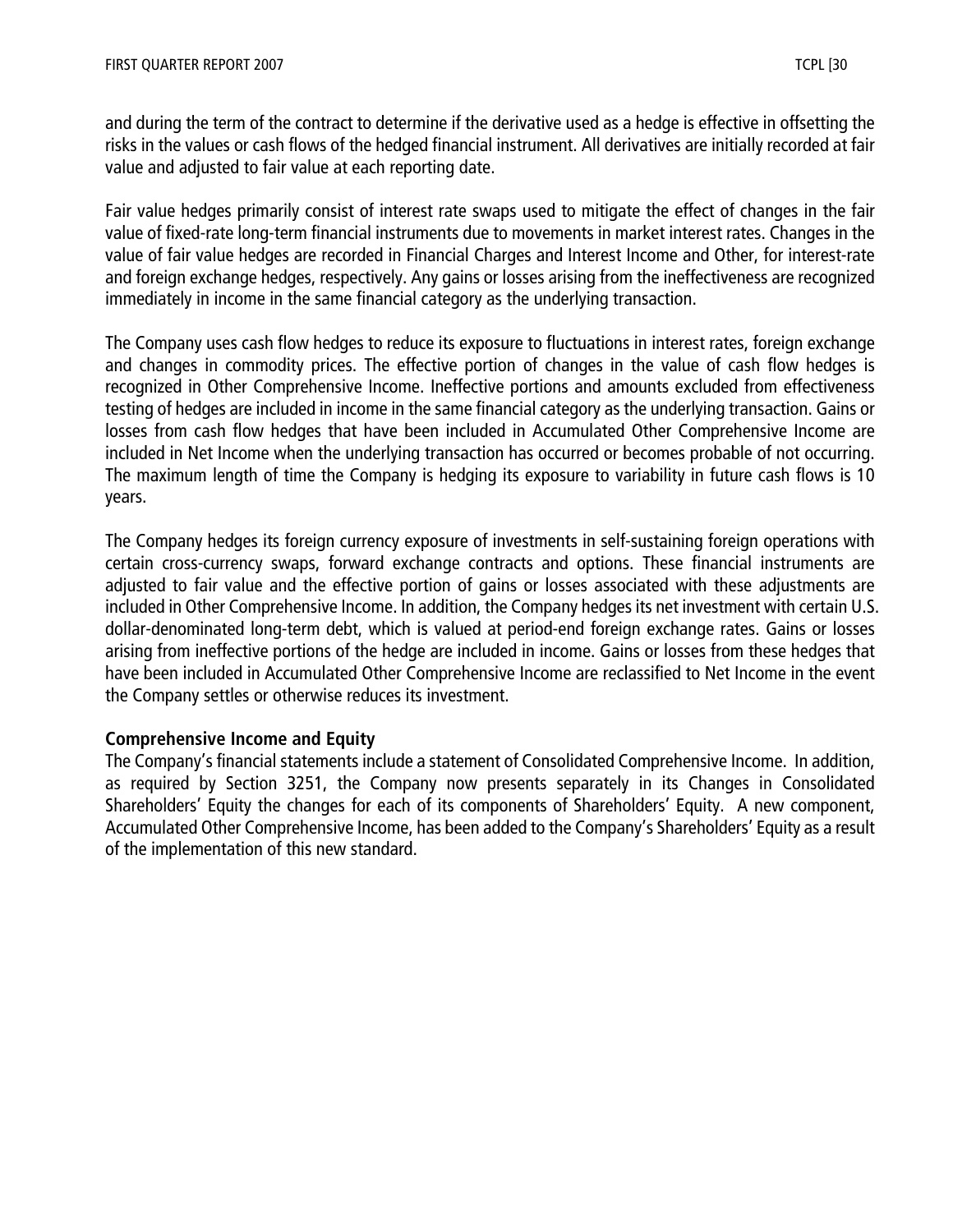and during the term of the contract to determine if the derivative used as a hedge is effective in offsetting the risks in the values or cash flows of the hedged financial instrument. All derivatives are initially recorded at fair value and adjusted to fair value at each reporting date.

Fair value hedges primarily consist of interest rate swaps used to mitigate the effect of changes in the fair value of fixed-rate long-term financial instruments due to movements in market interest rates. Changes in the value of fair value hedges are recorded in Financial Charges and Interest Income and Other, for interest-rate and foreign exchange hedges, respectively. Any gains or losses arising from the ineffectiveness are recognized immediately in income in the same financial category as the underlying transaction.

The Company uses cash flow hedges to reduce its exposure to fluctuations in interest rates, foreign exchange and changes in commodity prices. The effective portion of changes in the value of cash flow hedges is recognized in Other Comprehensive Income. Ineffective portions and amounts excluded from effectiveness testing of hedges are included in income in the same financial category as the underlying transaction. Gains or losses from cash flow hedges that have been included in Accumulated Other Comprehensive Income are included in Net Income when the underlying transaction has occurred or becomes probable of not occurring. The maximum length of time the Company is hedging its exposure to variability in future cash flows is 10 years.

The Company hedges its foreign currency exposure of investments in self-sustaining foreign operations with certain cross-currency swaps, forward exchange contracts and options. These financial instruments are adjusted to fair value and the effective portion of gains or losses associated with these adjustments are included in Other Comprehensive Income. In addition, the Company hedges its net investment with certain U.S. dollar-denominated long-term debt, which is valued at period-end foreign exchange rates. Gains or losses arising from ineffective portions of the hedge are included in income. Gains or losses from these hedges that have been included in Accumulated Other Comprehensive Income are reclassified to Net Income in the event the Company settles or otherwise reduces its investment.

**Comprehensive Income and Equity**

The Company's financial statements include a statement of Consolidated Comprehensive Income. In addition, as required by Section 3251, the Company now presents separately in its Changes in Consolidated Shareholders' Equity the changes for each of its components of Shareholders' Equity. A new component, Accumulated Other Comprehensive Income, has been added to the Company's Shareholders' Equity as a result of the implementation of this new standard.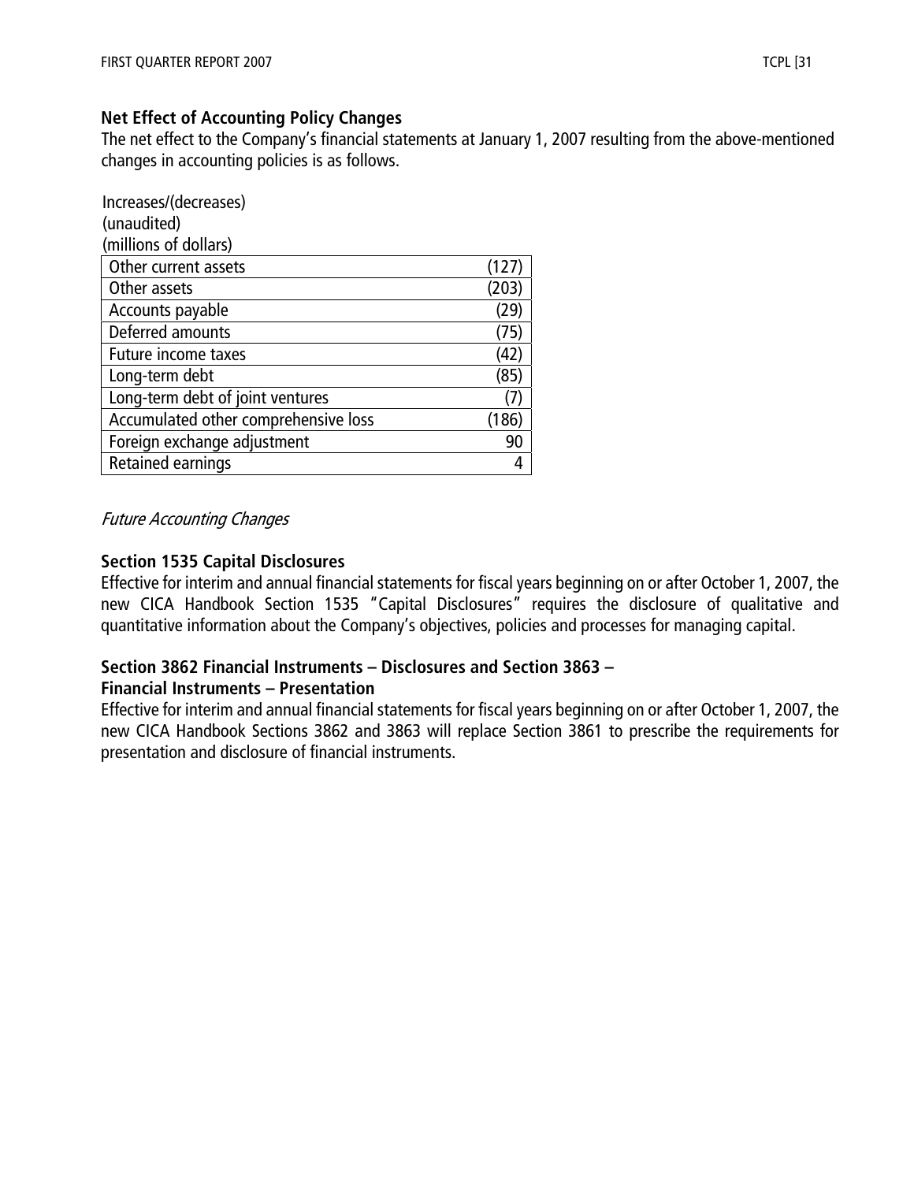## Net Effect of Accounting Policy Changes

The net effect to the Company's financial statements at January 1, 2007 resulting from the above-mentioned changes in accounting policies is as follows.

Increases/(decreases)
(unaudited)
(millions of dollars)

| | |
|---|---|
| Other current assets | (127) |
| Other assets | (203) |
| Accounts payable | (29) |
| Deferred amounts | (75) |
| Future income taxes | (42) |
| Long-term debt | (85) |
| Long-term debt of joint ventures | (7) |
| Accumulated other comprehensive loss | (186) |
| Foreign exchange adjustment | 90 |
| Retained earnings | 4 |

*Future Accounting Changes*

## Section 1535 Capital Disclosures

Effective for interim and annual financial statements for fiscal years beginning on or after October 1, 2007, the new CICA Handbook Section 1535 "Capital Disclosures" requires the disclosure of qualitative and quantitative information about the Company's objectives, policies and processes for managing capital.

## Section 3862 Financial Instruments – Disclosures and Section 3863 – Financial Instruments – Presentation

Effective for interim and annual financial statements for fiscal years beginning on or after October 1, 2007, the new CICA Handbook Sections 3862 and 3863 will replace Section 3861 to prescribe the requirements for presentation and disclosure of financial instruments.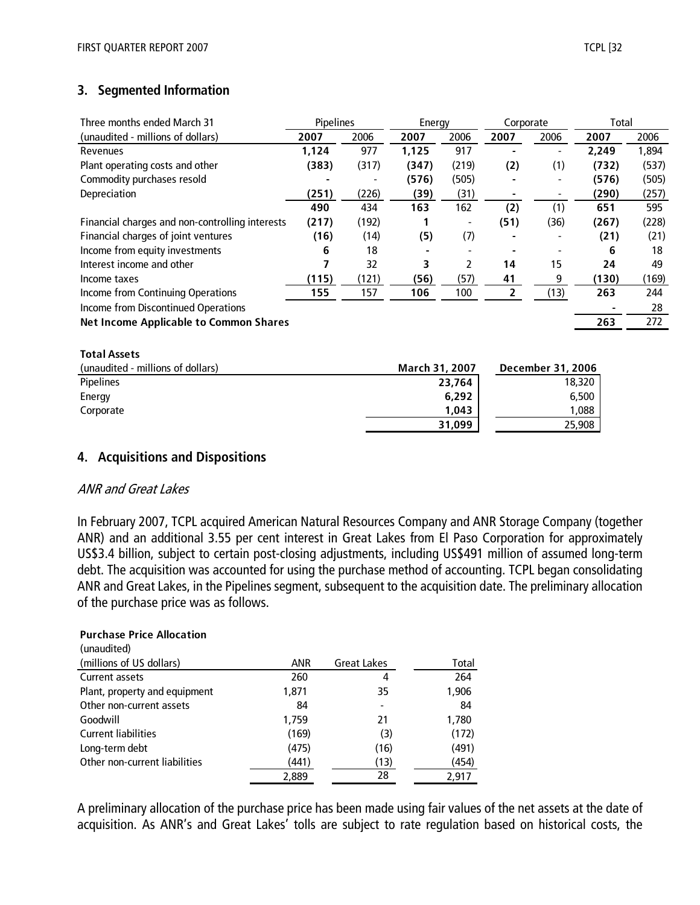## 3. Segmented Information

| Three months ended March 31 | Pipelines | | Energy | | Corporate | | Total | |
|---|---|---|---|---|---|---|---|---|
| (unaudited - millions of dollars) | **2007** | 2006 | **2007** | 2006 | **2007** | 2006 | **2007** | 2006 |
| Revenues | **1,124** | 977 | **1,125** | 917 | **-** | - | **2,249** | 1,894 |
| Plant operating costs and other | **(383)** | (317) | **(347)** | (219) | **(2)** | (1) | **(732)** | (537) |
| Commodity purchases resold | **-** | - | **(576)** | (505) | **-** | - | **(576)** | (505) |
| Depreciation | **(251)** | (226) | **(39)** | (31) | **-** | - | **(290)** | (257) |
| | **490** | 434 | **163** | 162 | **(2)** | (1) | **651** | 595 |
| Financial charges and non-controlling interests | **(217)** | (192) | **1** | - | **(51)** | (36) | **(267)** | (228) |
| Financial charges of joint ventures | **(16)** | (14) | **(5)** | (7) | **-** | - | **(21)** | (21) |
| Income from equity investments | **6** | 18 | **-** | - | **-** | - | **6** | 18 |
| Interest income and other | **7** | 32 | **3** | 2 | **14** | 15 | **24** | 49 |
| Income taxes | **(115)** | (121) | **(56)** | (57) | **41** | 9 | **(130)** | (169) |
| Income from Continuing Operations | **155** | 157 | **106** | 100 | **2** | (13) | **263** | 244 |
| Income from Discontinued Operations | | | | | | | **-** | 28 |
| **Net Income Applicable to Common Shares** | | | | | | | **263** | 272 |

**Total Assets**

| (unaudited - millions of dollars) | **March 31, 2007** | **December 31, 2006** |
|---|---|---|
| Pipelines | **23,764** | 18,320 |
| Energy | **6,292** | 6,500 |
| Corporate | **1,043** | 1,088 |
| | **31,099** | 25,908 |

## 4. Acquisitions and Dispositions

*ANR and Great Lakes*

In February 2007, TCPL acquired American Natural Resources Company and ANR Storage Company (together ANR) and an additional 3.55 per cent interest in Great Lakes from El Paso Corporation for approximately US$3.4 billion, subject to certain post-closing adjustments, including US$491 million of assumed long-term debt. The acquisition was accounted for using the purchase method of accounting. TCPL began consolidating ANR and Great Lakes, in the Pipelines segment, subsequent to the acquisition date. The preliminary allocation of the purchase price was as follows.

**Purchase Price Allocation**
(unaudited)

| (millions of US dollars) | ANR | Great Lakes | Total |
|---|---|---|---|
| Current assets | 260 | 4 | 264 |
| Plant, property and equipment | 1,871 | 35 | 1,906 |
| Other non-current assets | 84 | - | 84 |
| Goodwill | 1,759 | 21 | 1,780 |
| Current liabilities | (169) | (3) | (172) |
| Long-term debt | (475) | (16) | (491) |
| Other non-current liabilities | (441) | (13) | (454) |
| | 2,889 | 28 | 2,917 |

A preliminary allocation of the purchase price has been made using fair values of the net assets at the date of acquisition. As ANR's and Great Lakes' tolls are subject to rate regulation based on historical costs, the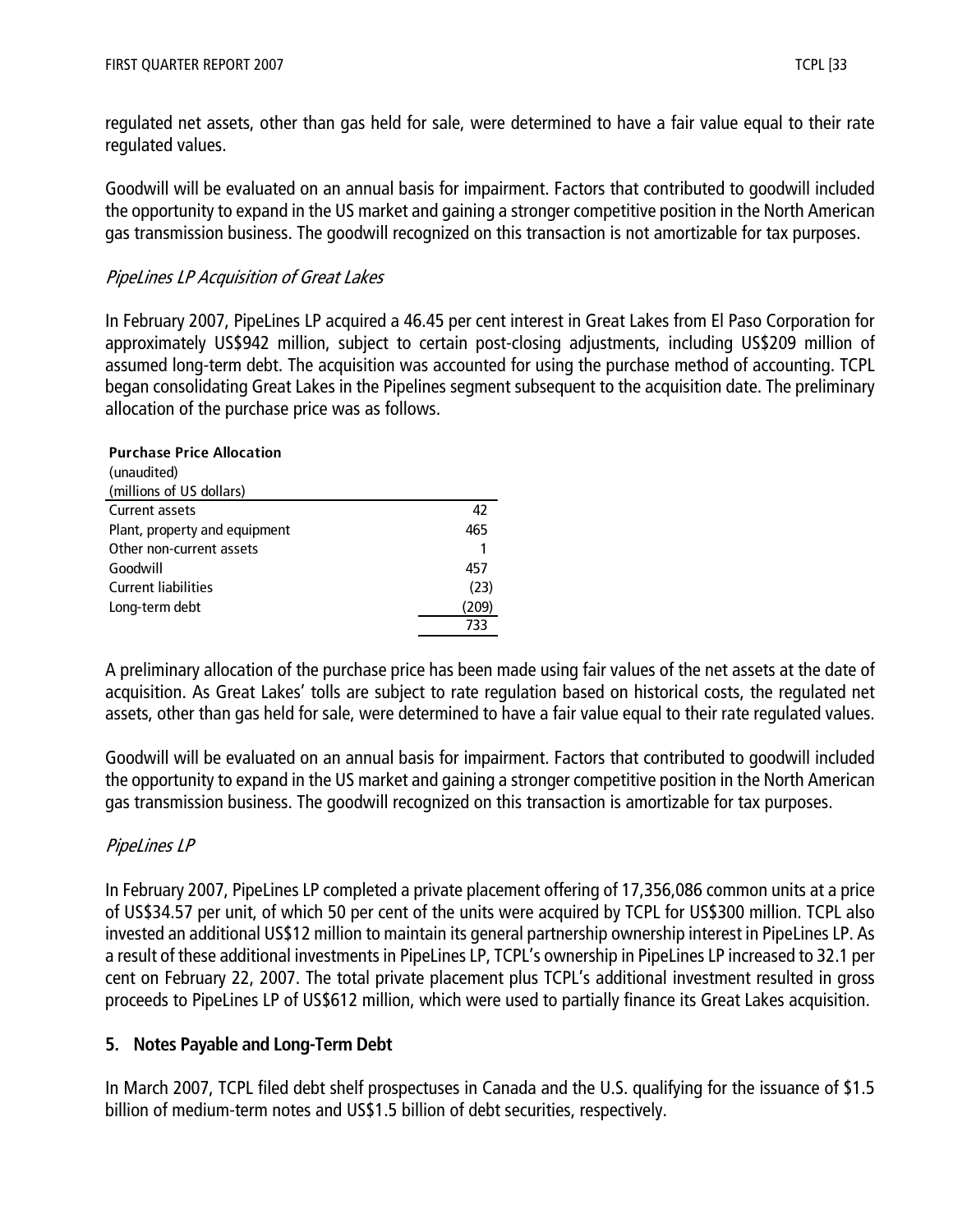regulated net assets, other than gas held for sale, were determined to have a fair value equal to their rate regulated values.

Goodwill will be evaluated on an annual basis for impairment. Factors that contributed to goodwill included the opportunity to expand in the US market and gaining a stronger competitive position in the North American gas transmission business. The goodwill recognized on this transaction is not amortizable for tax purposes.

*PipeLines LP Acquisition of Great Lakes*

In February 2007, PipeLines LP acquired a 46.45 per cent interest in Great Lakes from El Paso Corporation for approximately US$942 million, subject to certain post-closing adjustments, including US$209 million of assumed long-term debt. The acquisition was accounted for using the purchase method of accounting. TCPL began consolidating Great Lakes in the Pipelines segment subsequent to the acquisition date. The preliminary allocation of the purchase price was as follows.

**Purchase Price Allocation**
(unaudited)
(millions of US dollars)

| | |
|---|---|
| Current assets | 42 |
| Plant, property and equipment | 465 |
| Other non-current assets | 1 |
| Goodwill | 457 |
| Current liabilities | (23) |
| Long-term debt | (209) |
| | 733 |

A preliminary allocation of the purchase price has been made using fair values of the net assets at the date of acquisition. As Great Lakes' tolls are subject to rate regulation based on historical costs, the regulated net assets, other than gas held for sale, were determined to have a fair value equal to their rate regulated values.

Goodwill will be evaluated on an annual basis for impairment. Factors that contributed to goodwill included the opportunity to expand in the US market and gaining a stronger competitive position in the North American gas transmission business. The goodwill recognized on this transaction is amortizable for tax purposes.

*PipeLines LP*

In February 2007, PipeLines LP completed a private placement offering of 17,356,086 common units at a price of US$34.57 per unit, of which 50 per cent of the units were acquired by TCPL for US$300 million. TCPL also invested an additional US$12 million to maintain its general partnership ownership interest in PipeLines LP. As a result of these additional investments in PipeLines LP, TCPL's ownership in PipeLines LP increased to 32.1 per cent on February 22, 2007. The total private placement plus TCPL's additional investment resulted in gross proceeds to PipeLines LP of US$612 million, which were used to partially finance its Great Lakes acquisition.

## 5. Notes Payable and Long-Term Debt

In March 2007, TCPL filed debt shelf prospectuses in Canada and the U.S. qualifying for the issuance of $1.5 billion of medium-term notes and US$1.5 billion of debt securities, respectively.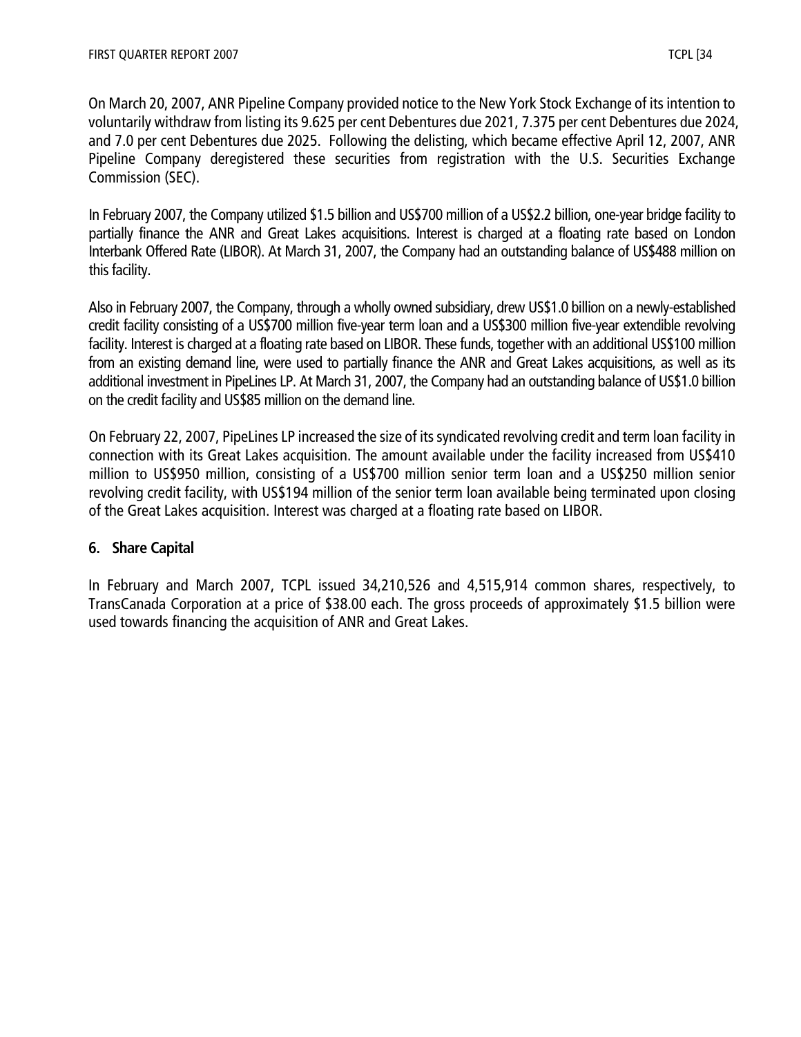On March 20, 2007, ANR Pipeline Company provided notice to the New York Stock Exchange of its intention to voluntarily withdraw from listing its 9.625 per cent Debentures due 2021, 7.375 per cent Debentures due 2024, and 7.0 per cent Debentures due 2025. Following the delisting, which became effective April 12, 2007, ANR Pipeline Company deregistered these securities from registration with the U.S. Securities Exchange Commission (SEC).

In February 2007, the Company utilized $1.5 billion and US$700 million of a US$2.2 billion, one-year bridge facility to partially finance the ANR and Great Lakes acquisitions. Interest is charged at a floating rate based on London Interbank Offered Rate (LIBOR). At March 31, 2007, the Company had an outstanding balance of US$488 million on this facility.

Also in February 2007, the Company, through a wholly owned subsidiary, drew US$1.0 billion on a newly-established credit facility consisting of a US$700 million five-year term loan and a US$300 million five-year extendible revolving facility. Interest is charged at a floating rate based on LIBOR. These funds, together with an additional US$100 million from an existing demand line, were used to partially finance the ANR and Great Lakes acquisitions, as well as its additional investment in PipeLines LP. At March 31, 2007, the Company had an outstanding balance of US$1.0 billion on the credit facility and US$85 million on the demand line.

On February 22, 2007, PipeLines LP increased the size of its syndicated revolving credit and term loan facility in connection with its Great Lakes acquisition. The amount available under the facility increased from US$410 million to US$950 million, consisting of a US$700 million senior term loan and a US$250 million senior revolving credit facility, with US$194 million of the senior term loan available being terminated upon closing of the Great Lakes acquisition. Interest was charged at a floating rate based on LIBOR.

## 6. Share Capital

In February and March 2007, TCPL issued 34,210,526 and 4,515,914 common shares, respectively, to TransCanada Corporation at a price of $38.00 each. The gross proceeds of approximately $1.5 billion were used towards financing the acquisition of ANR and Great Lakes.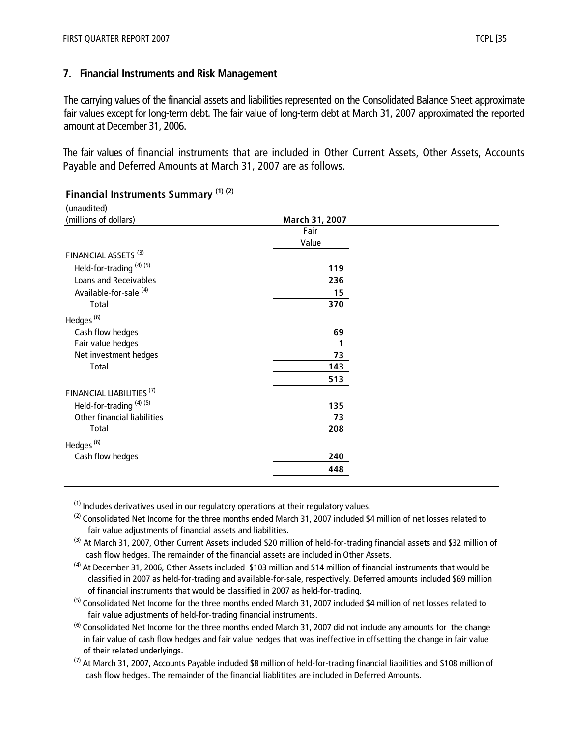## 7. Financial Instruments and Risk Management

The carrying values of the financial assets and liabilities represented on the Consolidated Balance Sheet approximate fair values except for long-term debt. The fair value of long-term debt at March 31, 2007 approximated the reported amount at December 31, 2006.

The fair values of financial instruments that are included in Other Current Assets, Other Assets, Accounts Payable and Deferred Amounts at March 31, 2007 are as follows.

**Financial Instruments Summary (1) (2)**

| (unaudited)<br>(millions of dollars) | March 31, 2007<br>Fair Value |
|---|---|
| FINANCIAL ASSETS (3) | |
| Held-for-trading (4) (5) | 119 |
| Loans and Receivables | 236 |
| Available-for-sale (4) | 15 |
| Total | 370 |
| Hedges (6) | |
| Cash flow hedges | 69 |
| Fair value hedges | 1 |
| Net investment hedges | 73 |
| Total | 143 |
| | 513 |
| FINANCIAL LIABILITIES (7) | |
| Held-for-trading (4) (5) | 135 |
| Other financial liabilities | 73 |
| Total | 208 |
| Hedges (6) | |
| Cash flow hedges | 240 |
| | 448 |

(1) Includes derivatives used in our regulatory operations at their regulatory values.

(2) Consolidated Net Income for the three months ended March 31, 2007 included $4 million of net losses related to fair value adjustments of financial assets and liabilities.

(3) At March 31, 2007, Other Current Assets included $20 million of held-for-trading financial assets and $32 million of cash flow hedges. The remainder of the financial assets are included in Other Assets.

(4) At December 31, 2006, Other Assets included $103 million and $14 million of financial instruments that would be classified in 2007 as held-for-trading and available-for-sale, respectively. Deferred amounts included $69 million of financial instruments that would be classified in 2007 as held-for-trading.

(5) Consolidated Net Income for the three months ended March 31, 2007 included $4 million of net losses related to fair value adjustments of held-for-trading financial instruments.

(6) Consolidated Net Income for the three months ended March 31, 2007 did not include any amounts for the change in fair value of cash flow hedges and fair value hedges that was ineffective in offsetting the change in fair value of their related underlyings.

(7) At March 31, 2007, Accounts Payable included $8 million of held-for-trading financial liabilities and $108 million of cash flow hedges. The remainder of the financial liablitites are included in Deferred Amounts.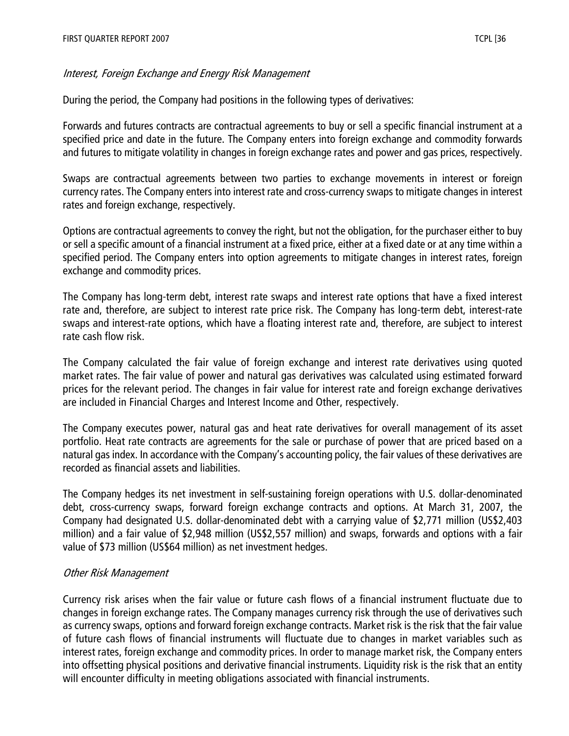*Interest, Foreign Exchange and Energy Risk Management*

During the period, the Company had positions in the following types of derivatives:

Forwards and futures contracts are contractual agreements to buy or sell a specific financial instrument at a specified price and date in the future. The Company enters into foreign exchange and commodity forwards and futures to mitigate volatility in changes in foreign exchange rates and power and gas prices, respectively.

Swaps are contractual agreements between two parties to exchange movements in interest or foreign currency rates. The Company enters into interest rate and cross-currency swaps to mitigate changes in interest rates and foreign exchange, respectively.

Options are contractual agreements to convey the right, but not the obligation, for the purchaser either to buy or sell a specific amount of a financial instrument at a fixed price, either at a fixed date or at any time within a specified period. The Company enters into option agreements to mitigate changes in interest rates, foreign exchange and commodity prices.

The Company has long-term debt, interest rate swaps and interest rate options that have a fixed interest rate and, therefore, are subject to interest rate price risk. The Company has long-term debt, interest-rate swaps and interest-rate options, which have a floating interest rate and, therefore, are subject to interest rate cash flow risk.

The Company calculated the fair value of foreign exchange and interest rate derivatives using quoted market rates. The fair value of power and natural gas derivatives was calculated using estimated forward prices for the relevant period. The changes in fair value for interest rate and foreign exchange derivatives are included in Financial Charges and Interest Income and Other, respectively.

The Company executes power, natural gas and heat rate derivatives for overall management of its asset portfolio. Heat rate contracts are agreements for the sale or purchase of power that are priced based on a natural gas index. In accordance with the Company's accounting policy, the fair values of these derivatives are recorded as financial assets and liabilities.

The Company hedges its net investment in self-sustaining foreign operations with U.S. dollar-denominated debt, cross-currency swaps, forward foreign exchange contracts and options. At March 31, 2007, the Company had designated U.S. dollar-denominated debt with a carrying value of $2,771 million (US$2,403 million) and a fair value of $2,948 million (US$2,557 million) and swaps, forwards and options with a fair value of $73 million (US$64 million) as net investment hedges.

*Other Risk Management*

Currency risk arises when the fair value or future cash flows of a financial instrument fluctuate due to changes in foreign exchange rates. The Company manages currency risk through the use of derivatives such as currency swaps, options and forward foreign exchange contracts. Market risk is the risk that the fair value of future cash flows of financial instruments will fluctuate due to changes in market variables such as interest rates, foreign exchange and commodity prices. In order to manage market risk, the Company enters into offsetting physical positions and derivative financial instruments. Liquidity risk is the risk that an entity will encounter difficulty in meeting obligations associated with financial instruments.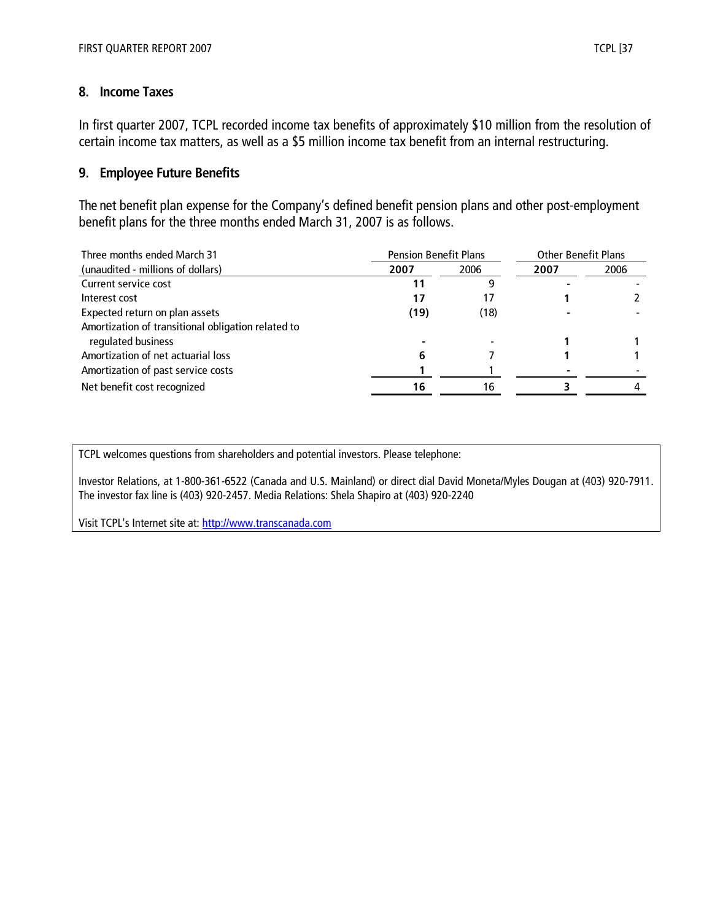## 8. Income Taxes

In first quarter 2007, TCPL recorded income tax benefits of approximately $10 million from the resolution of certain income tax matters, as well as a $5 million income tax benefit from an internal restructuring.

## 9. Employee Future Benefits

The net benefit plan expense for the Company's defined benefit pension plans and other post-employment benefit plans for the three months ended March 31, 2007 is as follows.

| Three months ended March 31 | Pension Benefit Plans | | Other Benefit Plans | |
|---|---|---|---|---|
| (unaudited - millions of dollars) | **2007** | 2006 | **2007** | 2006 |
| Current service cost | **11** | 9 | **-** | - |
| Interest cost | **17** | 17 | **1** | 2 |
| Expected return on plan assets | **(19)** | (18) | **-** | - |
| Amortization of transitional obligation related to regulated business | **-** | - | **1** | 1 |
| Amortization of net actuarial loss | **6** | 7 | **1** | 1 |
| Amortization of past service costs | **1** | 1 | **-** | - |
| Net benefit cost recognized | **16** | 16 | **3** | 4 |

TCPL welcomes questions from shareholders and potential investors. Please telephone:

Investor Relations, at 1-800-361-6522 (Canada and U.S. Mainland) or direct dial David Moneta/Myles Dougan at (403) 920-7911. The investor fax line is (403) 920-2457. Media Relations: Shela Shapiro at (403) 920-2240

Visit TCPL's Internet site at: http://www.transcanada.com